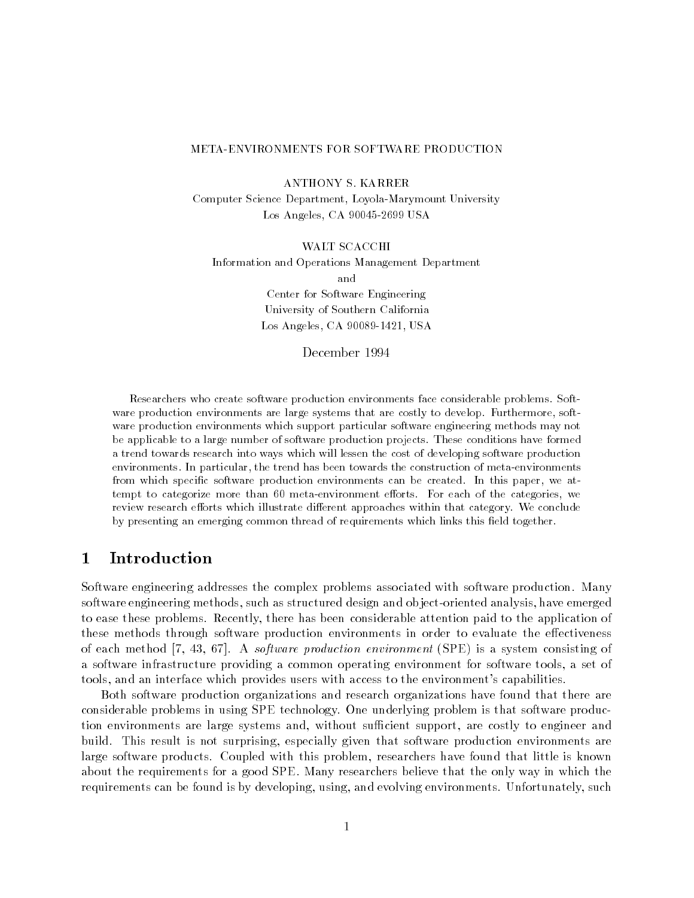# META-ENVIRONMENTS FOR SOFTWARE PRODUCTION

ANTHONY S. KARRER
Computer Science Department, Loyola-Marymount University
Los Angeles, CA 90045-2699 USA

WALT SCACCHI
Information and Operations Management Department
and
Center for Software Engineering
University of Southern California
Los Angeles, CA 90089-1421, USA

December 1994

Researchers who create software production environments face considerable problems. Software production environments are large systems that are costly to develop. Furthermore, software production environments which support particular software engineering methods may not be applicable to a large number of software production projects. These conditions have formed a trend towards research into ways which will lessen the cost of developing software production environments. In particular, the trend has been towards the construction of meta-environments from which specific software production environments can be created. In this paper, we attempt to categorize more than 60 meta-environment efforts. For each of the categories, we review research efforts which illustrate different approaches within that category. We conclude by presenting an emerging common thread of requirements which links this field together.

## 1 Introduction

Software engineering addresses the complex problems associated with software production. Many software engineering methods, such as structured design and object-oriented analysis, have emerged to ease these problems. Recently, there has been considerable attention paid to the application of these methods through software production environments in order to evaluate the effectiveness of each method [7, 43, 67]. A *software production environment* (SPE) is a system consisting of a software infrastructure providing a common operating environment for software tools, a set of tools, and an interface which provides users with access to the environment's capabilities.

Both software production organizations and research organizations have found that there are considerable problems in using SPE technology. One underlying problem is that software production environments are large systems and, without sufficient support, are costly to engineer and build. This result is not surprising, especially given that software production environments are large software products. Coupled with this problem, researchers have found that little is known about the requirements for a good SPE. Many researchers believe that the only way in which the requirements can be found is by developing, using, and evolving environments. Unfortunately, such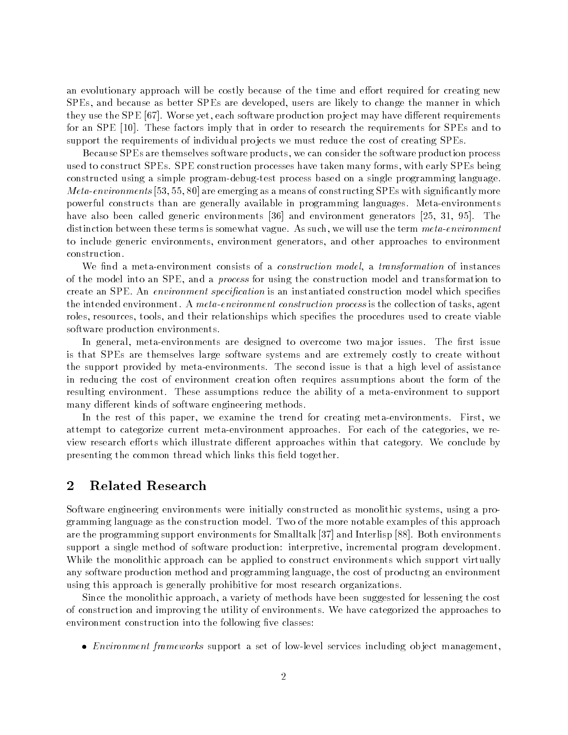an evolutionary approach will be costly because of the time and effort required for creating new SPEs, and because as better SPEs are developed, users are likely to change the manner in which they use the SPE [67]. Worse yet, each software production project may have different requirements for an SPE [10]. These factors imply that in order to research the requirements for SPEs and to support the requirements of individual projects we must reduce the cost of creating SPEs.

Because SPEs are themselves software products, we can consider the software production process used to construct SPEs. SPE construction processes have taken many forms, with early SPEs being constructed using a simple program-debug-test process based on a single programming language. *Meta-environments* [53, 55, 80] are emerging as a means of constructing SPEs with significantly more powerful constructs than are generally available in programming languages. Meta-environments have also been called generic environments [36] and environment generators [25, 31, 95]. The distinction between these terms is somewhat vague. As such, we will use the term *meta-environment* to include generic environments, environment generators, and other approaches to environment construction.

We find a meta-environment consists of a *construction model*, a *transformation* of instances of the model into an SPE, and a *process* for using the construction model and transformation to create an SPE. An *environment specification* is an instantiated construction model which specifies the intended environment. A *meta-environment construction process* is the collection of tasks, agent roles, resources, tools, and their relationships which specifies the procedures used to create viable software production environments.

In general, meta-environments are designed to overcome two major issues. The first issue is that SPEs are themselves large software systems and are extremely costly to create without the support provided by meta-environments. The second issue is that a high level of assistance in reducing the cost of environment creation often requires assumptions about the form of the resulting environment. These assumptions reduce the ability of a meta-environment to support many different kinds of software engineering methods.

In the rest of this paper, we examine the trend for creating meta-environments. First, we attempt to categorize current meta-environment approaches. For each of the categories, we review research efforts which illustrate different approaches within that category. We conclude by presenting the common thread which links this field together.

## 2 Related Research

Software engineering environments were initially constructed as monolithic systems, using a programming language as the construction model. Two of the more notable examples of this approach are the programming support environments for Smalltalk [37] and Interlisp [88]. Both environments support a single method of software production: interpretive, incremental program development. While the monolithic approach can be applied to construct environments which support virtually any software production method and programming language, the cost of productng an environment using this approach is generally prohibitive for most research organizations.

Since the monolithic approach, a variety of methods have been suggested for lessening the cost of construction and improving the utility of environments. We have categorized the approaches to environment construction into the following five classes:

- *Environment frameworks* support a set of low-level services including object management,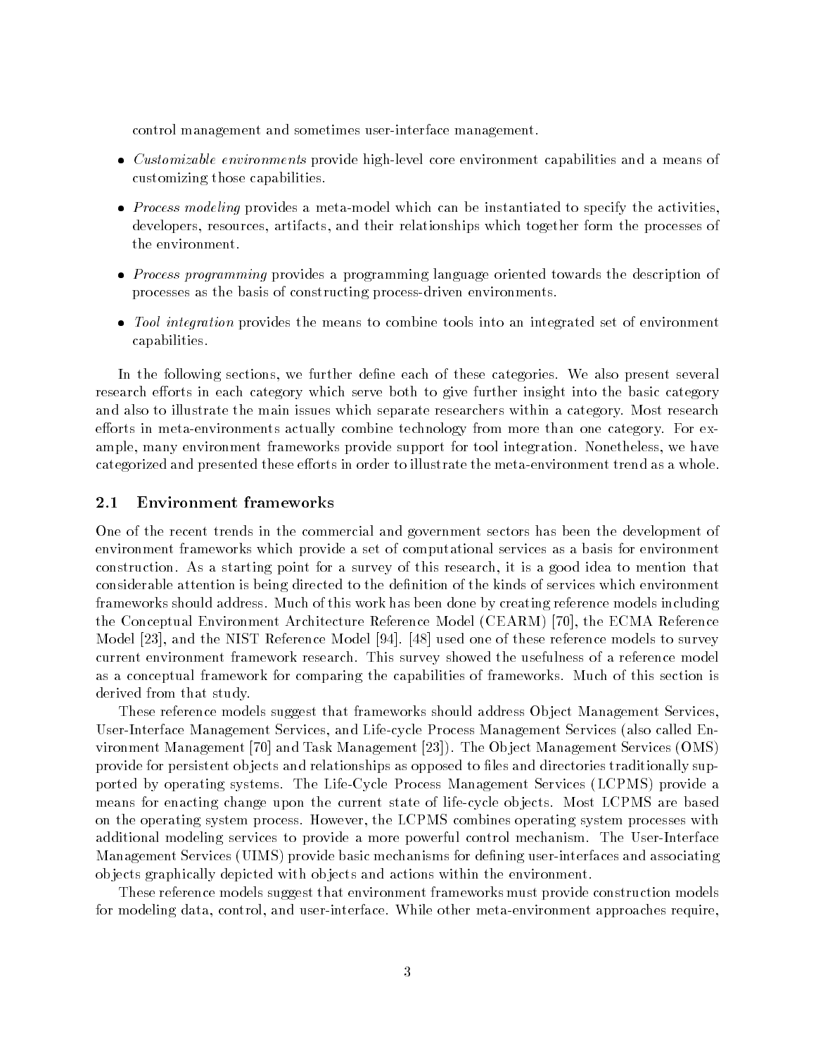control management and sometimes user-interface management.

- *Customizable environments* provide high-level core environment capabilities and a means of customizing those capabilities.
- *Process modeling* provides a meta-model which can be instantiated to specify the activities, developers, resources, artifacts, and their relationships which together form the processes of the environment.
- *Process programming* provides a programming language oriented towards the description of processes as the basis of constructing process-driven environments.
- *Tool integration* provides the means to combine tools into an integrated set of environment capabilities.

In the following sections, we further define each of these categories. We also present several research efforts in each category which serve both to give further insight into the basic category and also to illustrate the main issues which separate researchers within a category. Most research efforts in meta-environments actually combine technology from more than one category. For example, many environment frameworks provide support for tool integration. Nonetheless, we have categorized and presented these efforts in order to illustrate the meta-environment trend as a whole.

## 2.1 Environment frameworks

One of the recent trends in the commercial and government sectors has been the development of environment frameworks which provide a set of computational services as a basis for environment construction. As a starting point for a survey of this research, it is a good idea to mention that considerable attention is being directed to the definition of the kinds of services which environment frameworks should address. Much of this work has been done by creating reference models including the Conceptual Environment Architecture Reference Model (CEARM) [70], the ECMA Reference Model [23], and the NIST Reference Model [94]. [48] used one of these reference models to survey current environment framework research. This survey showed the usefulness of a reference model as a conceptual framework for comparing the capabilities of frameworks. Much of this section is derived from that study.

These reference models suggest that frameworks should address Object Management Services, User-Interface Management Services, and Life-cycle Process Management Services (also called Environment Management [70] and Task Management [23]). The Object Management Services (OMS) provide for persistent objects and relationships as opposed to files and directories traditionally supported by operating systems. The Life-Cycle Process Management Services (LCPMS) provide a means for enacting change upon the current state of life-cycle objects. Most LCPMS are based on the operating system process. However, the LCPMS combines operating system processes with additional modeling services to provide a more powerful control mechanism. The User-Interface Management Services (UIMS) provide basic mechanisms for defining user-interfaces and associating objects graphically depicted with objects and actions within the environment.

These reference models suggest that environment frameworks must provide construction models for modeling data, control, and user-interface. While other meta-environment approaches require,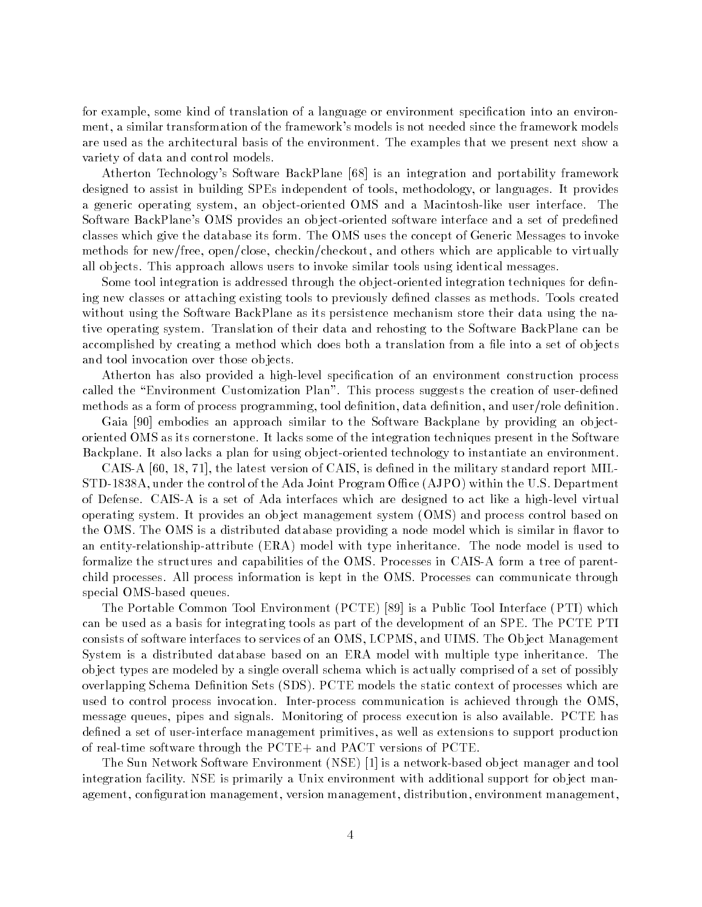for example, some kind of translation of a language or environment specification into an environment, a similar transformation of the framework's models is not needed since the framework models are used as the architectural basis of the environment. The examples that we present next show a variety of data and control models.

Atherton Technology's Software BackPlane [68] is an integration and portability framework designed to assist in building SPEs independent of tools, methodology, or languages. It provides a generic operating system, an object-oriented OMS and a Macintosh-like user interface. The Software BackPlane's OMS provides an object-oriented software interface and a set of predefined classes which give the database its form. The OMS uses the concept of Generic Messages to invoke methods for new/free, open/close, checkin/checkout, and others which are applicable to virtually all objects. This approach allows users to invoke similar tools using identical messages.

Some tool integration is addressed through the object-oriented integration techniques for defining new classes or attaching existing tools to previously defined classes as methods. Tools created without using the Software BackPlane as its persistence mechanism store their data using the native operating system. Translation of their data and rehosting to the Software BackPlane can be accomplished by creating a method which does both a translation from a file into a set of objects and tool invocation over those objects.

Atherton has also provided a high-level specification of an environment construction process called the "Environment Customization Plan". This process suggests the creation of user-defined methods as a form of process programming, tool definition, data definition, and user/role definition.

Gaia [90] embodies an approach similar to the Software Backplane by providing an object-oriented OMS as its cornerstone. It lacks some of the integration techniques present in the Software Backplane. It also lacks a plan for using object-oriented technology to instantiate an environment.

CAIS-A [60, 18, 71], the latest version of CAIS, is defined in the military standard report MIL-STD-1838A, under the control of the Ada Joint Program Office (AJPO) within the U.S. Department of Defense. CAIS-A is a set of Ada interfaces which are designed to act like a high-level virtual operating system. It provides an object management system (OMS) and process control based on the OMS. The OMS is a distributed database providing a node model which is similar in flavor to an entity-relationship-attribute (ERA) model with type inheritance. The node model is used to formalize the structures and capabilities of the OMS. Processes in CAIS-A form a tree of parent-child processes. All process information is kept in the OMS. Processes can communicate through special OMS-based queues.

The Portable Common Tool Environment (PCTE) [89] is a Public Tool Interface (PTI) which can be used as a basis for integrating tools as part of the development of an SPE. The PCTE PTI consists of software interfaces to services of an OMS, LCPMS, and UIMS. The Object Management System is a distributed database based on an ERA model with multiple type inheritance. The object types are modeled by a single overall schema which is actually comprised of a set of possibly overlapping Schema Definition Sets (SDS). PCTE models the static context of processes which are used to control process invocation. Inter-process communication is achieved through the OMS, message queues, pipes and signals. Monitoring of process execution is also available. PCTE has defined a set of user-interface management primitives, as well as extensions to support production of real-time software through the PCTE+ and PACT versions of PCTE.

The Sun Network Software Environment (NSE) [1] is a network-based object manager and tool integration facility. NSE is primarily a Unix environment with additional support for object management, configuration management, version management, distribution, environment management,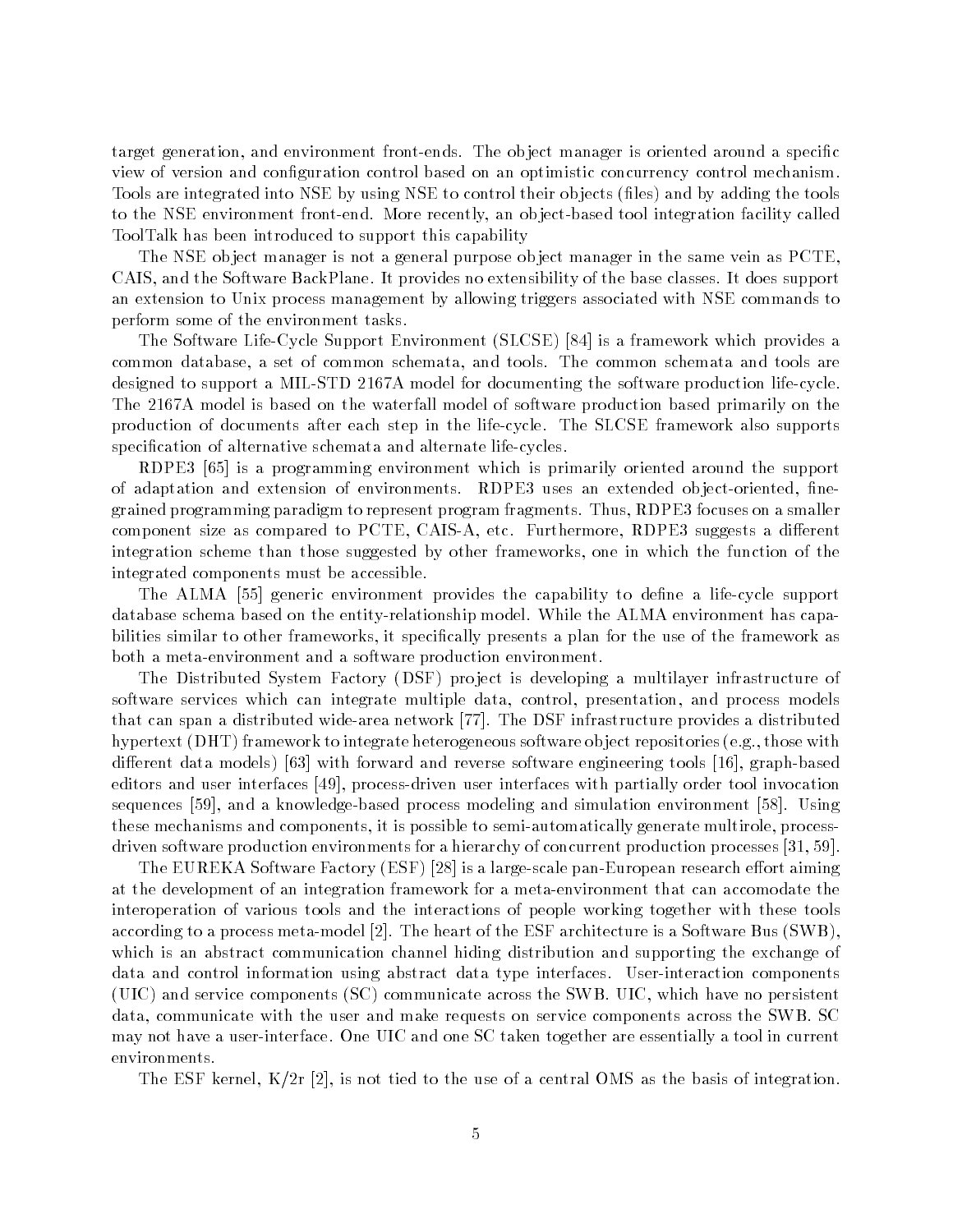target generation, and environment front-ends. The object manager is oriented around a specific view of version and configuration control based on an optimistic concurrency control mechanism. Tools are integrated into NSE by using NSE to control their objects (files) and by adding the tools to the NSE environment front-end. More recently, an object-based tool integration facility called ToolTalk has been introduced to support this capability

The NSE object manager is not a general purpose object manager in the same vein as PCTE, CAIS, and the Software BackPlane. It provides no extensibility of the base classes. It does support an extension to Unix process management by allowing triggers associated with NSE commands to perform some of the environment tasks.

The Software Life-Cycle Support Environment (SLCSE) [84] is a framework which provides a common database, a set of common schemata, and tools. The common schemata and tools are designed to support a MIL-STD 2167A model for documenting the software production life-cycle. The 2167A model is based on the waterfall model of software production based primarily on the production of documents after each step in the life-cycle. The SLCSE framework also supports specification of alternative schemata and alternate life-cycles.

RDPE3 [65] is a programming environment which is primarily oriented around the support of adaptation and extension of environments. RDPE3 uses an extended object-oriented, fine-grained programming paradigm to represent program fragments. Thus, RDPE3 focuses on a smaller component size as compared to PCTE, CAIS-A, etc. Furthermore, RDPE3 suggests a different integration scheme than those suggested by other frameworks, one in which the function of the integrated components must be accessible.

The ALMA [55] generic environment provides the capability to define a life-cycle support database schema based on the entity-relationship model. While the ALMA environment has capabilities similar to other frameworks, it specifically presents a plan for the use of the framework as both a meta-environment and a software production environment.

The Distributed System Factory (DSF) project is developing a multilayer infrastructure of software services which can integrate multiple data, control, presentation, and process models that can span a distributed wide-area network [77]. The DSF infrastructure provides a distributed hypertext (DHT) framework to integrate heterogeneous software object repositories (e.g., those with different data models) [63] with forward and reverse software engineering tools [16], graph-based editors and user interfaces [49], process-driven user interfaces with partially order tool invocation sequences [59], and a knowledge-based process modeling and simulation environment [58]. Using these mechanisms and components, it is possible to semi-automatically generate multirole, process-driven software production environments for a hierarchy of concurrent production processes [31, 59].

The EUREKA Software Factory (ESF) [28] is a large-scale pan-European research effort aiming at the development of an integration framework for a meta-environment that can accomodate the interoperation of various tools and the interactions of people working together with these tools according to a process meta-model [2]. The heart of the ESF architecture is a Software Bus (SWB), which is an abstract communication channel hiding distribution and supporting the exchange of data and control information using abstract data type interfaces. User-interaction components (UIC) and service components (SC) communicate across the SWB. UIC, which have no persistent data, communicate with the user and make requests on service components across the SWB. SC may not have a user-interface. One UIC and one SC taken together are essentially a tool in current environments.

The ESF kernel, K/2r [2], is not tied to the use of a central OMS as the basis of integration.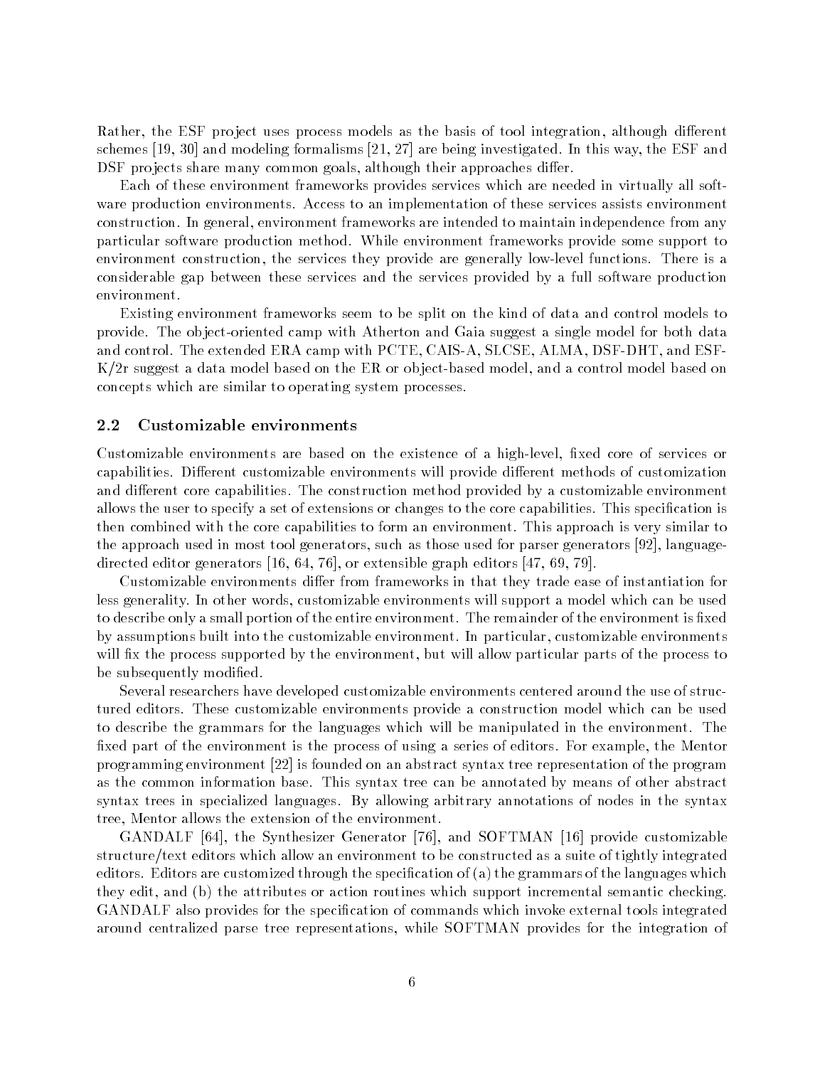Rather, the ESF project uses process models as the basis of tool integration, although different schemes [19, 30] and modeling formalisms [21, 27] are being investigated. In this way, the ESF and DSF projects share many common goals, although their approaches differ.

Each of these environment frameworks provides services which are needed in virtually all software production environments. Access to an implementation of these services assists environment construction. In general, environment frameworks are intended to maintain independence from any particular software production method. While environment frameworks provide some support to environment construction, the services they provide are generally low-level functions. There is a considerable gap between these services and the services provided by a full software production environment.

Existing environment frameworks seem to be split on the kind of data and control models to provide. The object-oriented camp with Atherton and Gaia suggest a single model for both data and control. The extended ERA camp with PCTE, CAIS-A, SLCSE, ALMA, DSF-DHT, and ESF-K/2r suggest a data model based on the ER or object-based model, and a control model based on concepts which are similar to operating system processes.

## 2.2 Customizable environments

Customizable environments are based on the existence of a high-level, fixed core of services or capabilities. Different customizable environments will provide different methods of customization and different core capabilities. The construction method provided by a customizable environment allows the user to specify a set of extensions or changes to the core capabilities. This specification is then combined with the core capabilities to form an environment. This approach is very similar to the approach used in most tool generators, such as those used for parser generators [92], language-directed editor generators [16, 64, 76], or extensible graph editors [47, 69, 79].

Customizable environments differ from frameworks in that they trade ease of instantiation for less generality. In other words, customizable environments will support a model which can be used to describe only a small portion of the entire environment. The remainder of the environment is fixed by assumptions built into the customizable environment. In particular, customizable environments will fix the process supported by the environment, but will allow particular parts of the process to be subsequently modified.

Several researchers have developed customizable environments centered around the use of structured editors. These customizable environments provide a construction model which can be used to describe the grammars for the languages which will be manipulated in the environment. The fixed part of the environment is the process of using a series of editors. For example, the Mentor programming environment [22] is founded on an abstract syntax tree representation of the program as the common information base. This syntax tree can be annotated by means of other abstract syntax trees in specialized languages. By allowing arbitrary annotations of nodes in the syntax tree, Mentor allows the extension of the environment.

GANDALF [64], the Synthesizer Generator [76], and SOFTMAN [16] provide customizable structure/text editors which allow an environment to be constructed as a suite of tightly integrated editors. Editors are customized through the specification of (a) the grammars of the languages which they edit, and (b) the attributes or action routines which support incremental semantic checking. GANDALF also provides for the specification of commands which invoke external tools integrated around centralized parse tree representations, while SOFTMAN provides for the integration of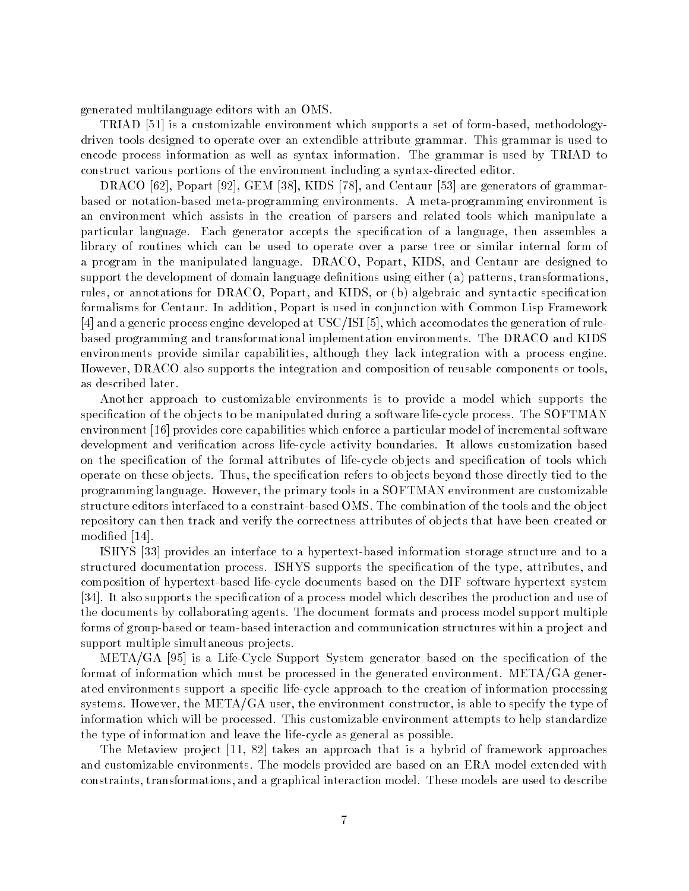generated multilanguage editors with an OMS.

TRIAD [51] is a customizable environment which supports a set of form-based, methodology-driven tools designed to operate over an extendible attribute grammar. This grammar is used to encode process information as well as syntax information. The grammar is used by TRIAD to construct various portions of the environment including a syntax-directed editor.

DRACO [62], Popart [92], GEM [38], KIDS [78], and Centaur [53] are generators of grammar-based or notation-based meta-programming environments. A meta-programming environment is an environment which assists in the creation of parsers and related tools which manipulate a particular language. Each generator accepts the specification of a language, then assembles a library of routines which can be used to operate over a parse tree or similar internal form of a program in the manipulated language. DRACO, Popart, KIDS, and Centaur are designed to support the development of domain language definitions using either (a) patterns, transformations, rules, or annotations for DRACO, Popart, and KIDS, or (b) algebraic and syntactic specification formalisms for Centaur. In addition, Popart is used in conjunction with Common Lisp Framework [4] and a generic process engine developed at USC/ISI [5], which accomodates the generation of rule-based programming and transformational implementation environments. The DRACO and KIDS environments provide similar capabilities, although they lack integration with a process engine. However, DRACO also supports the integration and composition of reusable components or tools, as described later.

Another approach to customizable environments is to provide a model which supports the specification of the objects to be manipulated during a software life-cycle process. The SOFTMAN environment [16] provides core capabilities which enforce a particular model of incremental software development and verification across life-cycle activity boundaries. It allows customization based on the specification of the formal attributes of life-cycle objects and specification of tools which operate on these objects. Thus, the specification refers to objects beyond those directly tied to the programming language. However, the primary tools in a SOFTMAN environment are customizable structure editors interfaced to a constraint-based OMS. The combination of the tools and the object repository can then track and verify the correctness attributes of objects that have been created or modified [14].

ISHYS [33] provides an interface to a hypertext-based information storage structure and to a structured documentation process. ISHYS supports the specification of the type, attributes, and composition of hypertext-based life-cycle documents based on the DIF software hypertext system [34]. It also supports the specification of a process model which describes the production and use of the documents by collaborating agents. The document formats and process model support multiple forms of group-based or team-based interaction and communication structures within a project and support multiple simultaneous projects.

META/GA [95] is a Life-Cycle Support System generator based on the specification of the format of information which must be processed in the generated environment. META/GA generated environments support a specific life-cycle approach to the creation of information processing systems. However, the META/GA user, the environment constructor, is able to specify the type of information which will be processed. This customizable environment attempts to help standardize the type of information and leave the life-cycle as general as possible.

The Metaview project [11, 82] takes an approach that is a hybrid of framework approaches and customizable environments. The models provided are based on an ERA model extended with constraints, transformations, and a graphical interaction model. These models are used to describe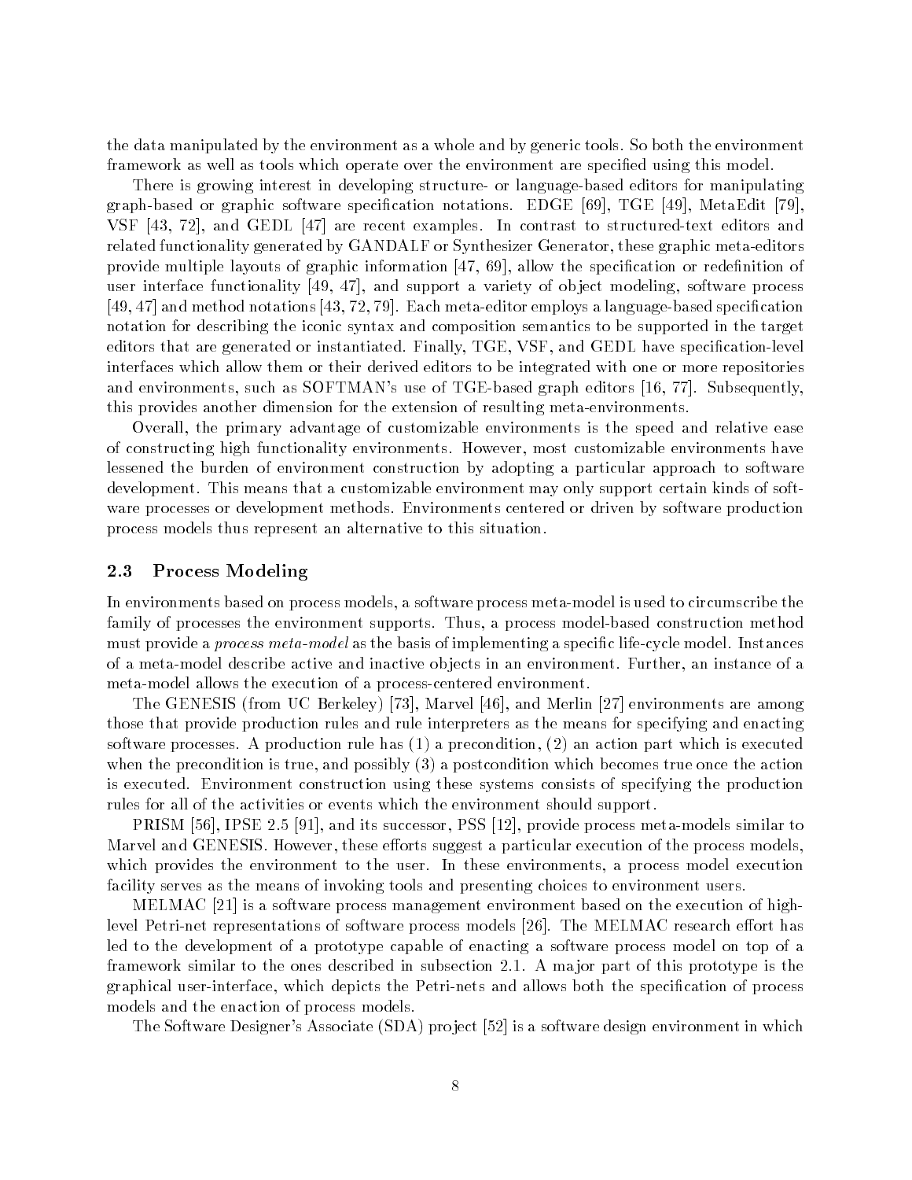the data manipulated by the environment as a whole and by generic tools. So both the environment framework as well as tools which operate over the environment are specified using this model.

There is growing interest in developing structure- or language-based editors for manipulating graph-based or graphic software specification notations. EDGE [69], TGE [49], MetaEdit [79], VSF [43, 72], and GEDL [47] are recent examples. In contrast to structured-text editors and related functionality generated by GANDALF or Synthesizer Generator, these graphic meta-editors provide multiple layouts of graphic information [47, 69], allow the specification or redefinition of user interface functionality [49, 47], and support a variety of object modeling, software process [49, 47] and method notations [43, 72, 79]. Each meta-editor employs a language-based specification notation for describing the iconic syntax and composition semantics to be supported in the target editors that are generated or instantiated. Finally, TGE, VSF, and GEDL have specification-level interfaces which allow them or their derived editors to be integrated with one or more repositories and environments, such as SOFTMAN's use of TGE-based graph editors [16, 77]. Subsequently, this provides another dimension for the extension of resulting meta-environments.

Overall, the primary advantage of customizable environments is the speed and relative ease of constructing high functionality environments. However, most customizable environments have lessened the burden of environment construction by adopting a particular approach to software development. This means that a customizable environment may only support certain kinds of software processes or development methods. Environments centered or driven by software production process models thus represent an alternative to this situation.

### 2.3 Process Modeling

In environments based on process models, a software process meta-model is used to circumscribe the family of processes the environment supports. Thus, a process model-based construction method must provide a *process meta-model* as the basis of implementing a specific life-cycle model. Instances of a meta-model describe active and inactive objects in an environment. Further, an instance of a meta-model allows the execution of a process-centered environment.

The GENESIS (from UC Berkeley) [73], Marvel [46], and Merlin [27] environments are among those that provide production rules and rule interpreters as the means for specifying and enacting software processes. A production rule has (1) a precondition, (2) an action part which is executed when the precondition is true, and possibly (3) a postcondition which becomes true once the action is executed. Environment construction using these systems consists of specifying the production rules for all of the activities or events which the environment should support.

PRISM [56], IPSE 2.5 [91], and its successor, PSS [12], provide process meta-models similar to Marvel and GENESIS. However, these efforts suggest a particular execution of the process models, which provides the environment to the user. In these environments, a process model execution facility serves as the means of invoking tools and presenting choices to environment users.

MELMAC [21] is a software process management environment based on the execution of high-level Petri-net representations of software process models [26]. The MELMAC research effort has led to the development of a prototype capable of enacting a software process model on top of a framework similar to the ones described in subsection 2.1. A major part of this prototype is the graphical user-interface, which depicts the Petri-nets and allows both the specification of process models and the enaction of process models.

The Software Designer's Associate (SDA) project [52] is a software design environment in which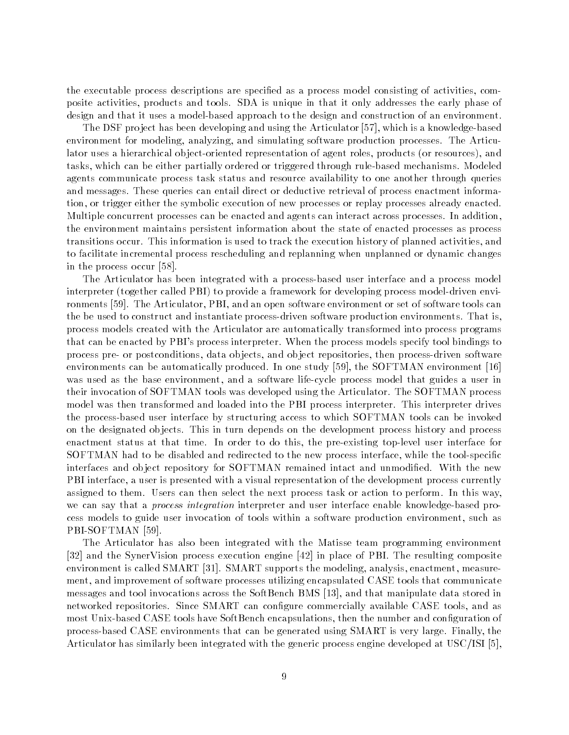the executable process descriptions are specified as a process model consisting of activities, composite activities, products and tools. SDA is unique in that it only addresses the early phase of design and that it uses a model-based approach to the design and construction of an environment.

The DSF project has been developing and using the Articulator [57], which is a knowledge-based environment for modeling, analyzing, and simulating software production processes. The Articulator uses a hierarchical object-oriented representation of agent roles, products (or resources), and tasks, which can be either partially ordered or triggered through rule-based mechanisms. Modeled agents communicate process task status and resource availability to one another through queries and messages. These queries can entail direct or deductive retrieval of process enactment information, or trigger either the symbolic execution of new processes or replay processes already enacted. Multiple concurrent processes can be enacted and agents can interact across processes. In addition, the environment maintains persistent information about the state of enacted processes as process transitions occur. This information is used to track the execution history of planned activities, and to facilitate incremental process rescheduling and replanning when unplanned or dynamic changes in the process occur [58].

The Articulator has been integrated with a process-based user interface and a process model interpreter (together called PBI) to provide a framework for developing process model-driven environments [59]. The Articulator, PBI, and an open software environment or set of software tools can the be used to construct and instantiate process-driven software production environments. That is, process models created with the Articulator are automatically transformed into process programs that can be enacted by PBI's process interpreter. When the process models specify tool bindings to process pre- or postconditions, data objects, and object repositories, then process-driven software environments can be automatically produced. In one study [59], the SOFTMAN environment [16] was used as the base environment, and a software life-cycle process model that guides a user in their invocation of SOFTMAN tools was developed using the Articulator. The SOFTMAN process model was then transformed and loaded into the PBI process interpreter. This interpreter drives the process-based user interface by structuring access to which SOFTMAN tools can be invoked on the designated objects. This in turn depends on the development process history and process enactment status at that time. In order to do this, the pre-existing top-level user interface for SOFTMAN had to be disabled and redirected to the new process interface, while the tool-specific interfaces and object repository for SOFTMAN remained intact and unmodified. With the new PBI interface, a user is presented with a visual representation of the development process currently assigned to them. Users can then select the next process task or action to perform. In this way, we can say that a *process integration* interpreter and user interface enable knowledge-based process models to guide user invocation of tools within a software production environment, such as PBI-SOFTMAN [59].

The Articulator has also been integrated with the Matisse team programming environment [32] and the SynerVision process execution engine [42] in place of PBI. The resulting composite environment is called SMART [31]. SMART supports the modeling, analysis, enactment, measurement, and improvement of software processes utilizing encapsulated CASE tools that communicate messages and tool invocations across the SoftBench BMS [13], and that manipulate data stored in networked repositories. Since SMART can configure commercially available CASE tools, and as most Unix-based CASE tools have SoftBench encapsulations, then the number and configuration of process-based CASE environments that can be generated using SMART is very large. Finally, the Articulator has similarly been integrated with the generic process engine developed at USC/ISI [5],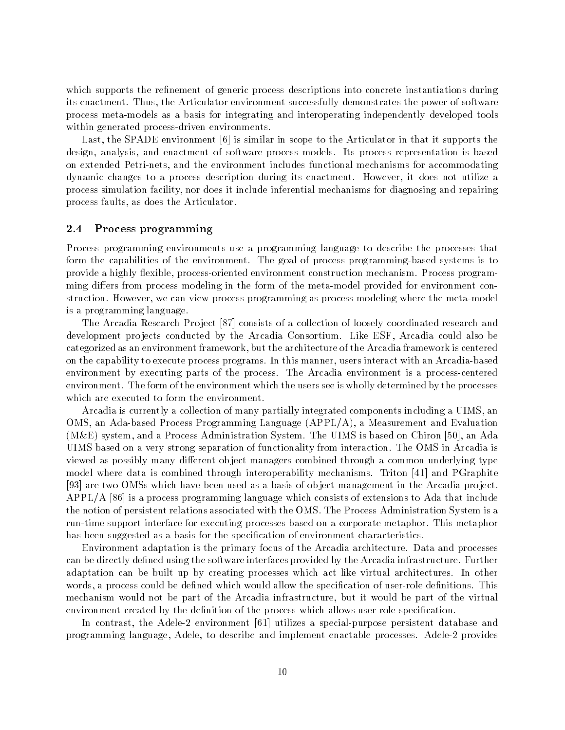which supports the refinement of generic process descriptions into concrete instantiations during its enactment. Thus, the Articulator environment successfully demonstrates the power of software process meta-models as a basis for integrating and interoperating independently developed tools within generated process-driven environments.

Last, the SPADE environment [6] is similar in scope to the Articulator in that it supports the design, analysis, and enactment of software process models. Its process representation is based on extended Petri-nets, and the environment includes functional mechanisms for accommodating dynamic changes to a process description during its enactment. However, it does not utilize a process simulation facility, nor does it include inferential mechanisms for diagnosing and repairing process faults, as does the Articulator.

### 2.4 Process programming

Process programming environments use a programming language to describe the processes that form the capabilities of the environment. The goal of process programming-based systems is to provide a highly flexible, process-oriented environment construction mechanism. Process programming differs from process modeling in the form of the meta-model provided for environment construction. However, we can view process programming as process modeling where the meta-model is a programming language.

The Arcadia Research Project [87] consists of a collection of loosely coordinated research and development projects conducted by the Arcadia Consortium. Like ESF, Arcadia could also be categorized as an environment framework, but the architecture of the Arcadia framework is centered on the capability to execute process programs. In this manner, users interact with an Arcadia-based environment by executing parts of the process. The Arcadia environment is a process-centered environment. The form of the environment which the users see is wholly determined by the processes which are executed to form the environment.

Arcadia is currently a collection of many partially integrated components including a UIMS, an OMS, an Ada-based Process Programming Language (APPL/A), a Measurement and Evaluation (M&E) system, and a Process Administration System. The UIMS is based on Chiron [50], an Ada UIMS based on a very strong separation of functionality from interaction. The OMS in Arcadia is viewed as possibly many different object managers combined through a common underlying type model where data is combined through interoperability mechanisms. Triton [41] and PGraphite [93] are two OMSs which have been used as a basis of object management in the Arcadia project. APPL/A [86] is a process programming language which consists of extensions to Ada that include the notion of persistent relations associated with the OMS. The Process Administration System is a run-time support interface for executing processes based on a corporate metaphor. This metaphor has been suggested as a basis for the specification of environment characteristics.

Environment adaptation is the primary focus of the Arcadia architecture. Data and processes can be directly defined using the software interfaces provided by the Arcadia infrastructure. Further adaptation can be built up by creating processes which act like virtual architectures. In other words, a process could be defined which would allow the specification of user-role definitions. This mechanism would not be part of the Arcadia infrastructure, but it would be part of the virtual environment created by the definition of the process which allows user-role specification.

In contrast, the Adele-2 environment [61] utilizes a special-purpose persistent database and programming language, Adele, to describe and implement enactable processes. Adele-2 provides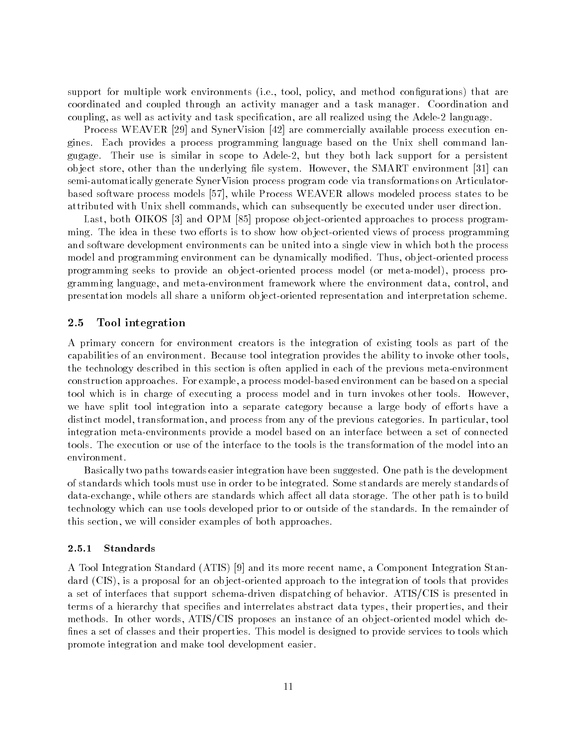support for multiple work environments (i.e., tool, policy, and method configurations) that are coordinated and coupled through an activity manager and a task manager. Coordination and coupling, as well as activity and task specification, are all realized using the Adele-2 language.

Process WEAVER [29] and SynerVision [42] are commercially available process execution engines. Each provides a process programming language based on the Unix shell command language. Their use is similar in scope to Adele-2, but they both lack support for a persistent object store, other than the underlying file system. However, the SMART environment [31] can semi-automatically generate SynerVision process program code via transformations on Articulator-based software process models [57], while Process WEAVER allows modeled process states to be attributed with Unix shell commands, which can subsequently be executed under user direction.

Last, both OIKOS [3] and OPM [85] propose object-oriented approaches to process programming. The idea in these two efforts is to show how object-oriented views of process programming and software development environments can be united into a single view in which both the process model and programming environment can be dynamically modified. Thus, object-oriented process programming seeks to provide an object-oriented process model (or meta-model), process programming language, and meta-environment framework where the environment data, control, and presentation models all share a uniform object-oriented representation and interpretation scheme.

## 2.5 Tool integration

A primary concern for environment creators is the integration of existing tools as part of the capabilities of an environment. Because tool integration provides the ability to invoke other tools, the technology described in this section is often applied in each of the previous meta-environment construction approaches. For example, a process model-based environment can be based on a special tool which is in charge of executing a process model and in turn invokes other tools. However, we have split tool integration into a separate category because a large body of efforts have a distinct model, transformation, and process from any of the previous categories. In particular, tool integration meta-environments provide a model based on an interface between a set of connected tools. The execution or use of the interface to the tools is the transformation of the model into an environment.

Basically two paths towards easier integration have been suggested. One path is the development of standards which tools must use in order to be integrated. Some standards are merely standards of data-exchange, while others are standards which affect all data storage. The other path is to build technology which can use tools developed prior to or outside of the standards. In the remainder of this section, we will consider examples of both approaches.

### 2.5.1 Standards

A Tool Integration Standard (ATIS) [9] and its more recent name, a Component Integration Standard (CIS), is a proposal for an object-oriented approach to the integration of tools that provides a set of interfaces that support schema-driven dispatching of behavior. ATIS/CIS is presented in terms of a hierarchy that specifies and interrelates abstract data types, their properties, and their methods. In other words, ATIS/CIS proposes an instance of an object-oriented model which defines a set of classes and their properties. This model is designed to provide services to tools which promote integration and make tool development easier.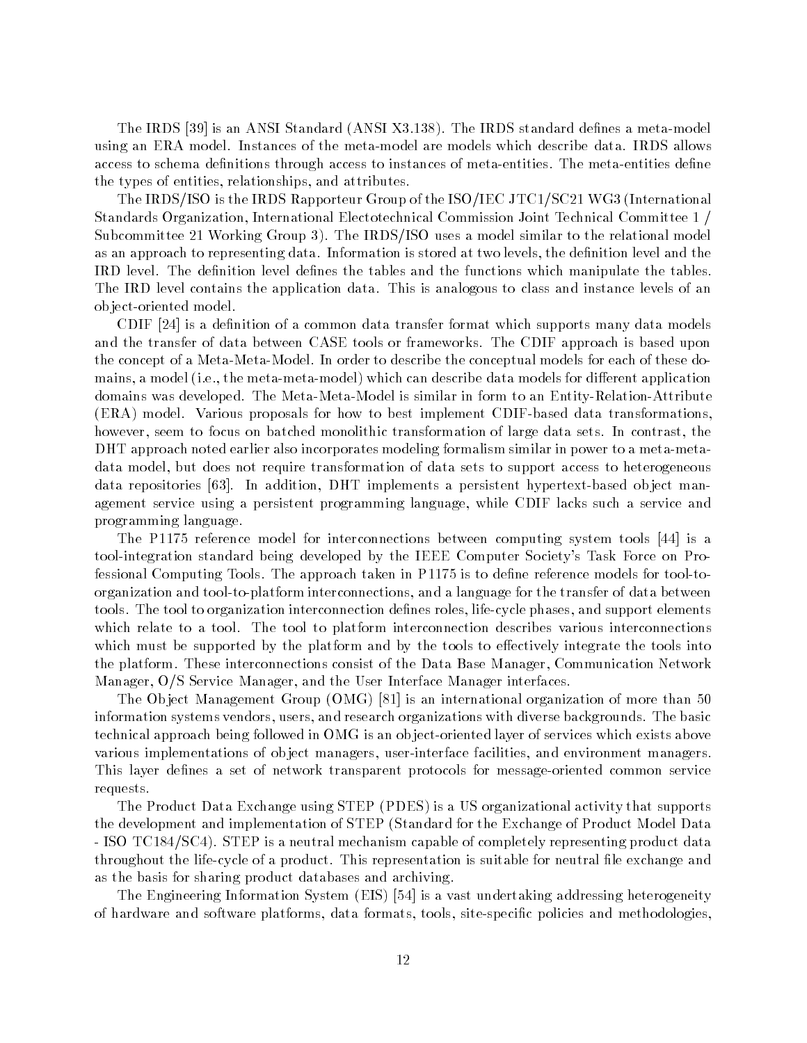The IRDS [39] is an ANSI Standard (ANSI X3.138). The IRDS standard defines a meta-model using an ERA model. Instances of the meta-model are models which describe data. IRDS allows access to schema definitions through access to instances of meta-entities. The meta-entities define the types of entities, relationships, and attributes.

The IRDS/ISO is the IRDS Rapporteur Group of the ISO/IEC JTC1/SC21 WG3 (International Standards Organization, International Electotechnical Commission Joint Technical Committee 1 / Subcommittee 21 Working Group 3). The IRDS/ISO uses a model similar to the relational model as an approach to representing data. Information is stored at two levels, the definition level and the IRD level. The definition level defines the tables and the functions which manipulate the tables. The IRD level contains the application data. This is analogous to class and instance levels of an object-oriented model.

CDIF [24] is a definition of a common data transfer format which supports many data models and the transfer of data between CASE tools or frameworks. The CDIF approach is based upon the concept of a Meta-Meta-Model. In order to describe the conceptual models for each of these domains, a model (i.e., the meta-meta-model) which can describe data models for different application domains was developed. The Meta-Meta-Model is similar in form to an Entity-Relation-Attribute (ERA) model. Various proposals for how to best implement CDIF-based data transformations, however, seem to focus on batched monolithic transformation of large data sets. In contrast, the DHT approach noted earlier also incorporates modeling formalism similar in power to a meta-meta-data model, but does not require transformation of data sets to support access to heterogeneous data repositories [63]. In addition, DHT implements a persistent hypertext-based object management service using a persistent programming language, while CDIF lacks such a service and programming language.

The P1175 reference model for interconnections between computing system tools [44] is a tool-integration standard being developed by the IEEE Computer Society's Task Force on Professional Computing Tools. The approach taken in P1175 is to define reference models for tool-to-organization and tool-to-platform interconnections, and a language for the transfer of data between tools. The tool to organization interconnection defines roles, life-cycle phases, and support elements which relate to a tool. The tool to platform interconnection describes various interconnections which must be supported by the platform and by the tools to effectively integrate the tools into the platform. These interconnections consist of the Data Base Manager, Communication Network Manager, O/S Service Manager, and the User Interface Manager interfaces.

The Object Management Group (OMG) [81] is an international organization of more than 50 information systems vendors, users, and research organizations with diverse backgrounds. The basic technical approach being followed in OMG is an object-oriented layer of services which exists above various implementations of object managers, user-interface facilities, and environment managers. This layer defines a set of network transparent protocols for message-oriented common service requests.

The Product Data Exchange using STEP (PDES) is a US organizational activity that supports the development and implementation of STEP (Standard for the Exchange of Product Model Data - ISO TC184/SC4). STEP is a neutral mechanism capable of completely representing product data throughout the life-cycle of a product. This representation is suitable for neutral file exchange and as the basis for sharing product databases and archiving.

The Engineering Information System (EIS) [54] is a vast undertaking addressing heterogeneity of hardware and software platforms, data formats, tools, site-specific policies and methodologies,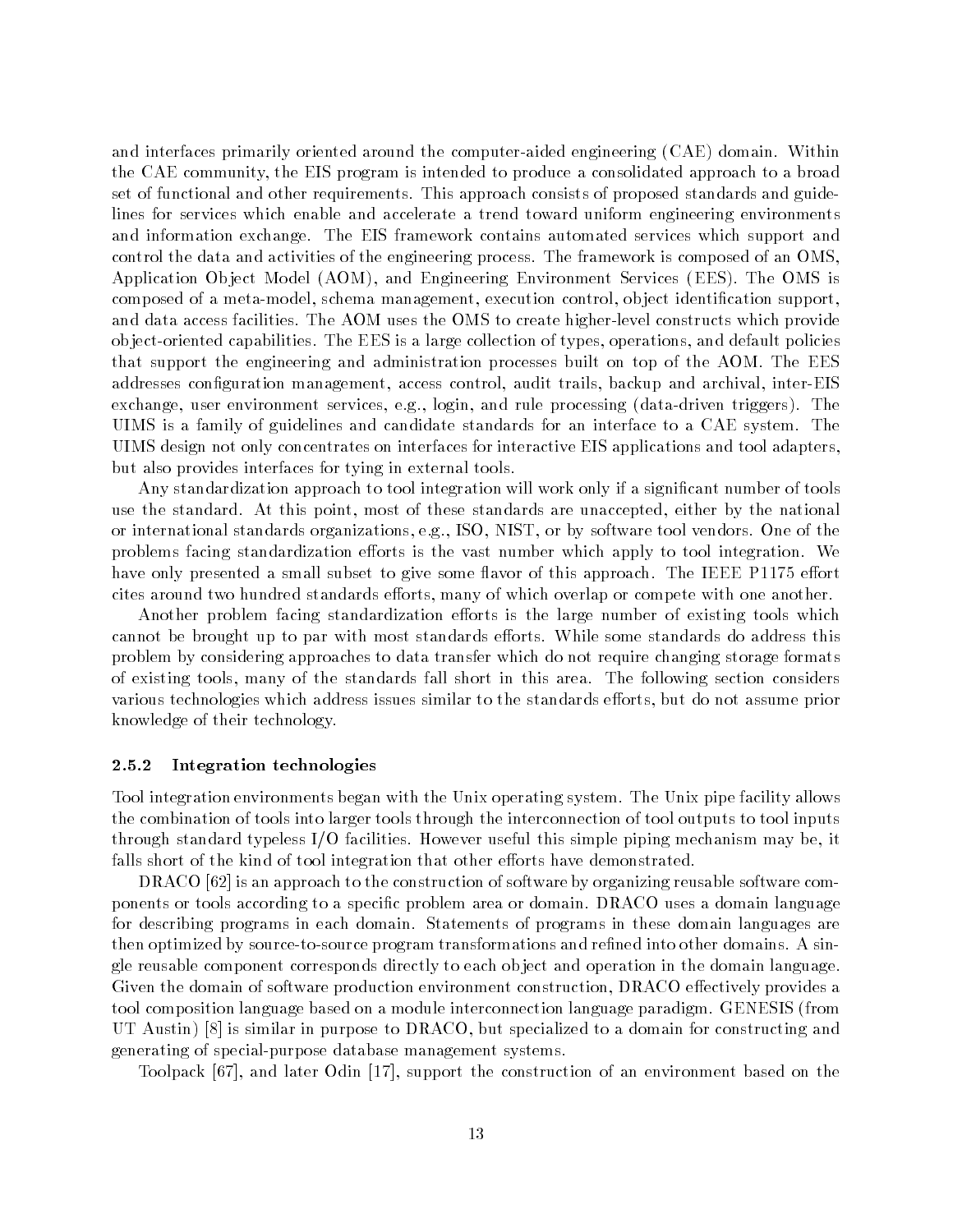and interfaces primarily oriented around the computer-aided engineering (CAE) domain. Within the CAE community, the EIS program is intended to produce a consolidated approach to a broad set of functional and other requirements. This approach consists of proposed standards and guidelines for services which enable and accelerate a trend toward uniform engineering environments and information exchange. The EIS framework contains automated services which support and control the data and activities of the engineering process. The framework is composed of an OMS, Application Object Model (AOM), and Engineering Environment Services (EES). The OMS is composed of a meta-model, schema management, execution control, object identification support, and data access facilities. The AOM uses the OMS to create higher-level constructs which provide object-oriented capabilities. The EES is a large collection of types, operations, and default policies that support the engineering and administration processes built on top of the AOM. The EES addresses configuration management, access control, audit trails, backup and archival, inter-EIS exchange, user environment services, e.g., login, and rule processing (data-driven triggers). The UIMS is a family of guidelines and candidate standards for an interface to a CAE system. The UIMS design not only concentrates on interfaces for interactive EIS applications and tool adapters, but also provides interfaces for tying in external tools.

Any standardization approach to tool integration will work only if a significant number of tools use the standard. At this point, most of these standards are unaccepted, either by the national or international standards organizations, e.g., ISO, NIST, or by software tool vendors. One of the problems facing standardization efforts is the vast number which apply to tool integration. We have only presented a small subset to give some flavor of this approach. The IEEE P1175 effort cites around two hundred standards efforts, many of which overlap or compete with one another.

Another problem facing standardization efforts is the large number of existing tools which cannot be brought up to par with most standards efforts. While some standards do address this problem by considering approaches to data transfer which do not require changing storage formats of existing tools, many of the standards fall short in this area. The following section considers various technologies which address issues similar to the standards efforts, but do not assume prior knowledge of their technology.

### 2.5.2 Integration technologies

Tool integration environments began with the Unix operating system. The Unix pipe facility allows the combination of tools into larger tools through the interconnection of tool outputs to tool inputs through standard typeless I/O facilities. However useful this simple piping mechanism may be, it falls short of the kind of tool integration that other efforts have demonstrated.

DRACO [62] is an approach to the construction of software by organizing reusable software components or tools according to a specific problem area or domain. DRACO uses a domain language for describing programs in each domain. Statements of programs in these domain languages are then optimized by source-to-source program transformations and refined into other domains. A single reusable component corresponds directly to each object and operation in the domain language. Given the domain of software production environment construction, DRACO effectively provides a tool composition language based on a module interconnection language paradigm. GENESIS (from UT Austin) [8] is similar in purpose to DRACO, but specialized to a domain for constructing and generating of special-purpose database management systems.

Toolpack [67], and later Odin [17], support the construction of an environment based on the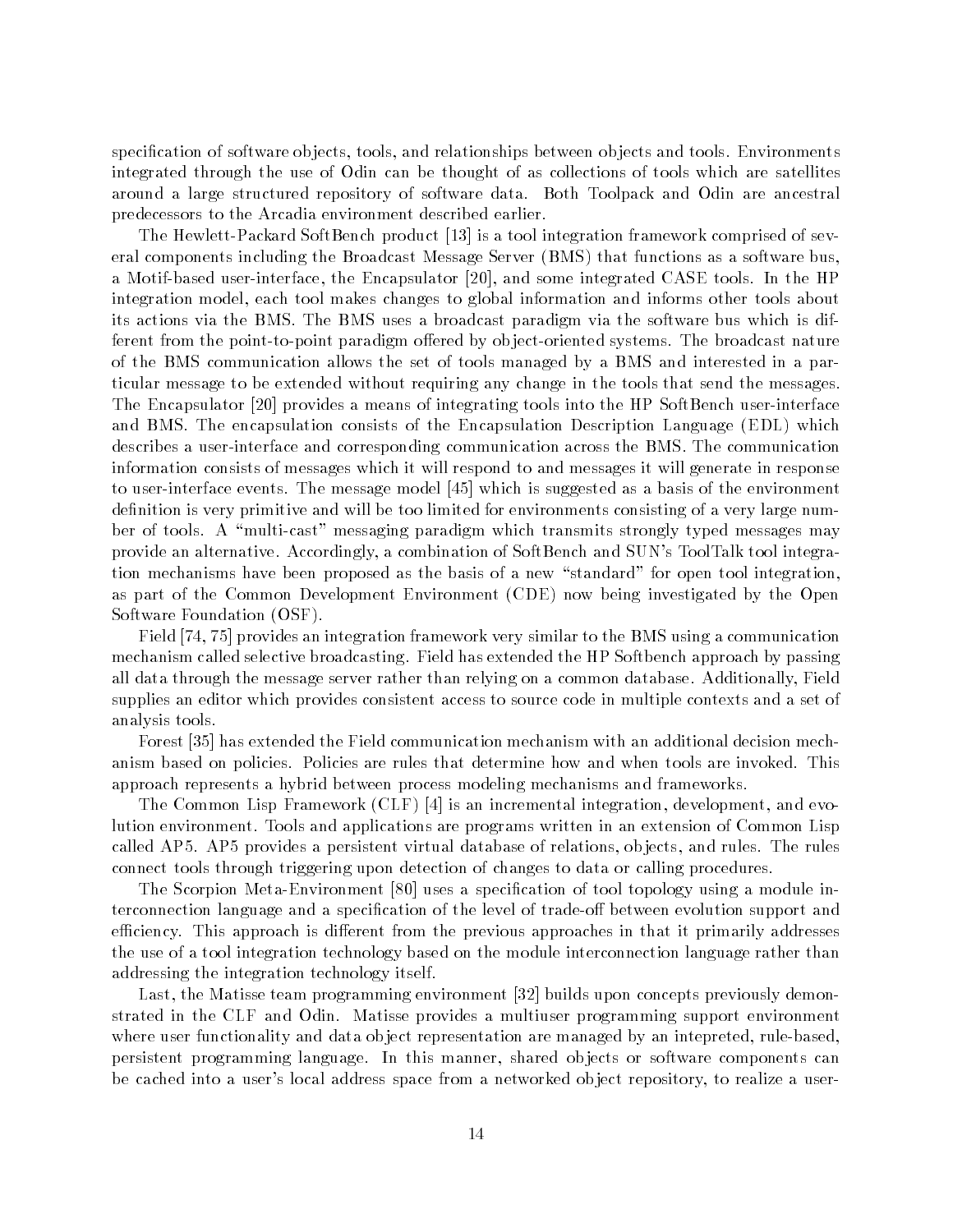specification of software objects, tools, and relationships between objects and tools. Environments integrated through the use of Odin can be thought of as collections of tools which are satellites around a large structured repository of software data. Both Toolpack and Odin are ancestral predecessors to the Arcadia environment described earlier.

The Hewlett-Packard SoftBench product [13] is a tool integration framework comprised of several components including the Broadcast Message Server (BMS) that functions as a software bus, a Motif-based user-interface, the Encapsulator [20], and some integrated CASE tools. In the HP integration model, each tool makes changes to global information and informs other tools about its actions via the BMS. The BMS uses a broadcast paradigm via the software bus which is different from the point-to-point paradigm offered by object-oriented systems. The broadcast nature of the BMS communication allows the set of tools managed by a BMS and interested in a particular message to be extended without requiring any change in the tools that send the messages. The Encapsulator [20] provides a means of integrating tools into the HP SoftBench user-interface and BMS. The encapsulation consists of the Encapsulation Description Language (EDL) which describes a user-interface and corresponding communication across the BMS. The communication information consists of messages which it will respond to and messages it will generate in response to user-interface events. The message model [45] which is suggested as a basis of the environment definition is very primitive and will be too limited for environments consisting of a very large number of tools. A "multi-cast" messaging paradigm which transmits strongly typed messages may provide an alternative. Accordingly, a combination of SoftBench and SUN's ToolTalk tool integration mechanisms have been proposed as the basis of a new "standard" for open tool integration, as part of the Common Development Environment (CDE) now being investigated by the Open Software Foundation (OSF).

Field [74, 75] provides an integration framework very similar to the BMS using a communication mechanism called selective broadcasting. Field has extended the HP Softbench approach by passing all data through the message server rather than relying on a common database. Additionally, Field supplies an editor which provides consistent access to source code in multiple contexts and a set of analysis tools.

Forest [35] has extended the Field communication mechanism with an additional decision mechanism based on policies. Policies are rules that determine how and when tools are invoked. This approach represents a hybrid between process modeling mechanisms and frameworks.

The Common Lisp Framework (CLF) [4] is an incremental integration, development, and evolution environment. Tools and applications are programs written in an extension of Common Lisp called AP5. AP5 provides a persistent virtual database of relations, objects, and rules. The rules connect tools through triggering upon detection of changes to data or calling procedures.

The Scorpion Meta-Environment [80] uses a specification of tool topology using a module interconnection language and a specification of the level of trade-off between evolution support and efficiency. This approach is different from the previous approaches in that it primarily addresses the use of a tool integration technology based on the module interconnection language rather than addressing the integration technology itself.

Last, the Matisse team programming environment [32] builds upon concepts previously demonstrated in the CLF and Odin. Matisse provides a multiuser programming support environment where user functionality and data object representation are managed by an intepreted, rule-based, persistent programming language. In this manner, shared objects or software components can be cached into a user's local address space from a networked object repository, to realize a user-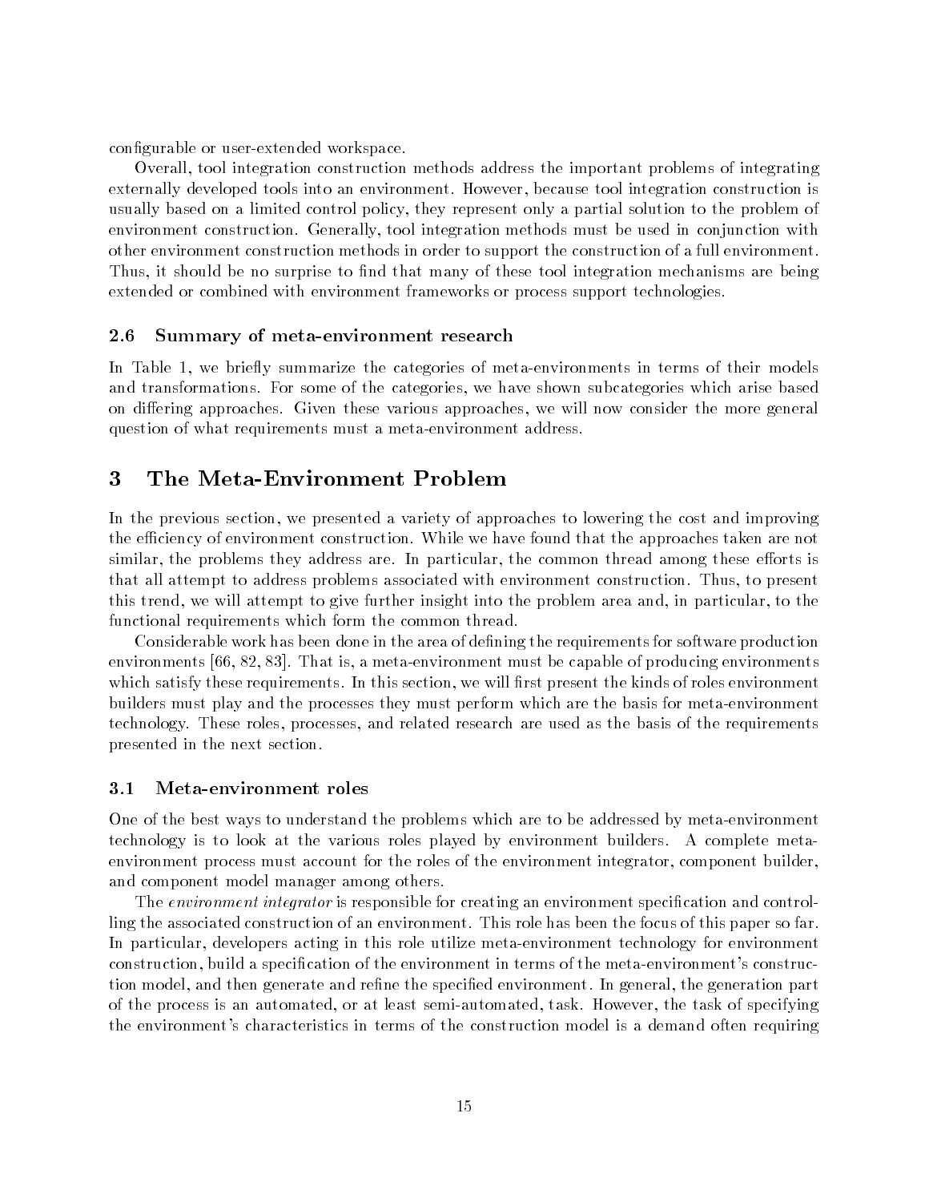configurable or user-extended workspace.

Overall, tool integration construction methods address the important problems of integrating externally developed tools into an environment. However, because tool integration construction is usually based on a limited control policy, they represent only a partial solution to the problem of environment construction. Generally, tool integration methods must be used in conjunction with other environment construction methods in order to support the construction of a full environment. Thus, it should be no surprise to find that many of these tool integration mechanisms are being extended or combined with environment frameworks or process support technologies.

### 2.6 Summary of meta-environment research

In Table 1, we briefly summarize the categories of meta-environments in terms of their models and transformations. For some of the categories, we have shown subcategories which arise based on differing approaches. Given these various approaches, we will now consider the more general question of what requirements must a meta-environment address.

## 3 The Meta-Environment Problem

In the previous section, we presented a variety of approaches to lowering the cost and improving the efficiency of environment construction. While we have found that the approaches taken are not similar, the problems they address are. In particular, the common thread among these efforts is that all attempt to address problems associated with environment construction. Thus, to present this trend, we will attempt to give further insight into the problem area and, in particular, to the functional requirements which form the common thread.

Considerable work has been done in the area of defining the requirements for software production environments [66, 82, 83]. That is, a meta-environment must be capable of producing environments which satisfy these requirements. In this section, we will first present the kinds of roles environment builders must play and the processes they must perform which are the basis for meta-environment technology. These roles, processes, and related research are used as the basis of the requirements presented in the next section.

### 3.1 Meta-environment roles

One of the best ways to understand the problems which are to be addressed by meta-environment technology is to look at the various roles played by environment builders. A complete meta-environment process must account for the roles of the environment integrator, component builder, and component model manager among others.

The *environment integrator* is responsible for creating an environment specification and controlling the associated construction of an environment. This role has been the focus of this paper so far. In particular, developers acting in this role utilize meta-environment technology for environment construction, build a specification of the environment in terms of the meta-environment's construction model, and then generate and refine the specified environment. In general, the generation part of the process is an automated, or at least semi-automated, task. However, the task of specifying the environment's characteristics in terms of the construction model is a demand often requiring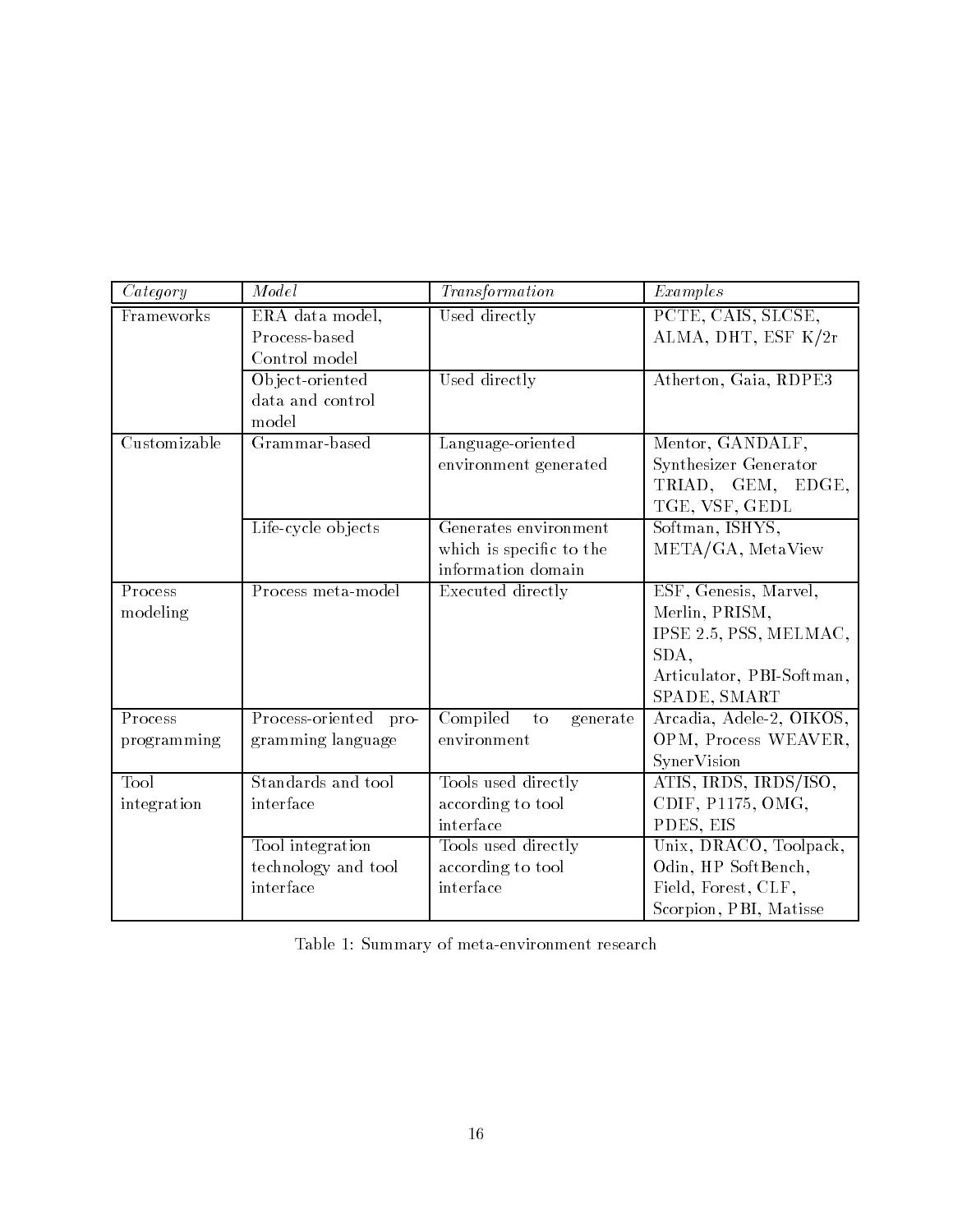| *Category* | *Model* | *Transformation* | *Examples* |
|---|---|---|---|
| Frameworks | ERA data model, Process-based Control model | Used directly | PCTE, CAIS, SLCSE, ALMA, DHT, ESF K/2r |
| | Object-oriented data and control model | Used directly | Atherton, Gaia, RDPE3 |
| Customizable | Grammar-based | Language-oriented environment generated | Mentor, GANDALF, Synthesizer Generator TRIAD, GEM, EDGE, TGE, VSF, GEDL |
| | Life-cycle objects | Generates environment which is specific to the information domain | Softman, ISHYS, META/GA, MetaView |
| Process modeling | Process meta-model | Executed directly | ESF, Genesis, Marvel, Merlin, PRISM, IPSE 2.5, PSS, MELMAC, SDA, Articulator, PBI-Softman, SPADE, SMART |
| Process programming | Process-oriented programming language | Compiled to generate environment | Arcadia, Adele-2, OIKOS, OPM, Process WEAVER, SynerVision |
| Tool integration | Standards and tool interface | Tools used directly according to tool interface | ATIS, IRDS, IRDS/ISO, CDIF, P1175, OMG, PDES, EIS |
| | Tool integration technology and tool interface | Tools used directly according to tool interface | Unix, DRACO, Toolpack, Odin, HP SoftBench, Field, Forest, CLF, Scorpion, PBI, Matisse |

Table 1: Summary of meta-environment research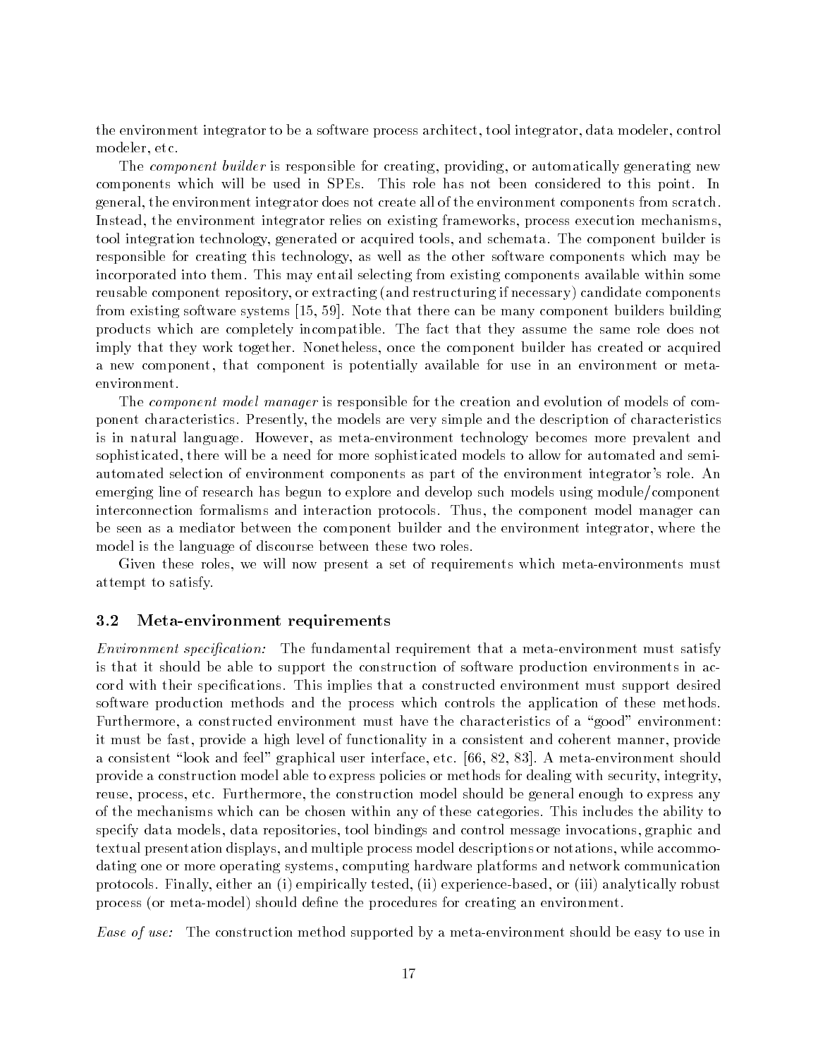the environment integrator to be a software process architect, tool integrator, data modeler, control modeler, etc.

The *component builder* is responsible for creating, providing, or automatically generating new components which will be used in SPEs. This role has not been considered to this point. In general, the environment integrator does not create all of the environment components from scratch. Instead, the environment integrator relies on existing frameworks, process execution mechanisms, tool integration technology, generated or acquired tools, and schemata. The component builder is responsible for creating this technology, as well as the other software components which may be incorporated into them. This may entail selecting from existing components available within some reusable component repository, or extracting (and restructuring if necessary) candidate components from existing software systems [15, 59]. Note that there can be many component builders building products which are completely incompatible. The fact that they assume the same role does not imply that they work together. Nonetheless, once the component builder has created or acquired a new component, that component is potentially available for use in an environment or meta-environment.

The *component model manager* is responsible for the creation and evolution of models of component characteristics. Presently, the models are very simple and the description of characteristics is in natural language. However, as meta-environment technology becomes more prevalent and sophisticated, there will be a need for more sophisticated models to allow for automated and semi-automated selection of environment components as part of the environment integrator's role. An emerging line of research has begun to explore and develop such models using module/component interconnection formalisms and interaction protocols. Thus, the component model manager can be seen as a mediator between the component builder and the environment integrator, where the model is the language of discourse between these two roles.

Given these roles, we will now present a set of requirements which meta-environments must attempt to satisfy.

### 3.2 Meta-environment requirements

*Environment specification:* The fundamental requirement that a meta-environment must satisfy is that it should be able to support the construction of software production environments in accord with their specifications. This implies that a constructed environment must support desired software production methods and the process which controls the application of these methods. Furthermore, a constructed environment must have the characteristics of a "good" environment: it must be fast, provide a high level of functionality in a consistent and coherent manner, provide a consistent "look and feel" graphical user interface, etc. [66, 82, 83]. A meta-environment should provide a construction model able to express policies or methods for dealing with security, integrity, reuse, process, etc. Furthermore, the construction model should be general enough to express any of the mechanisms which can be chosen within any of these categories. This includes the ability to specify data models, data repositories, tool bindings and control message invocations, graphic and textual presentation displays, and multiple process model descriptions or notations, while accommodating one or more operating systems, computing hardware platforms and network communication protocols. Finally, either an (i) empirically tested, (ii) experience-based, or (iii) analytically robust process (or meta-model) should define the procedures for creating an environment.

*Ease of use:* The construction method supported by a meta-environment should be easy to use in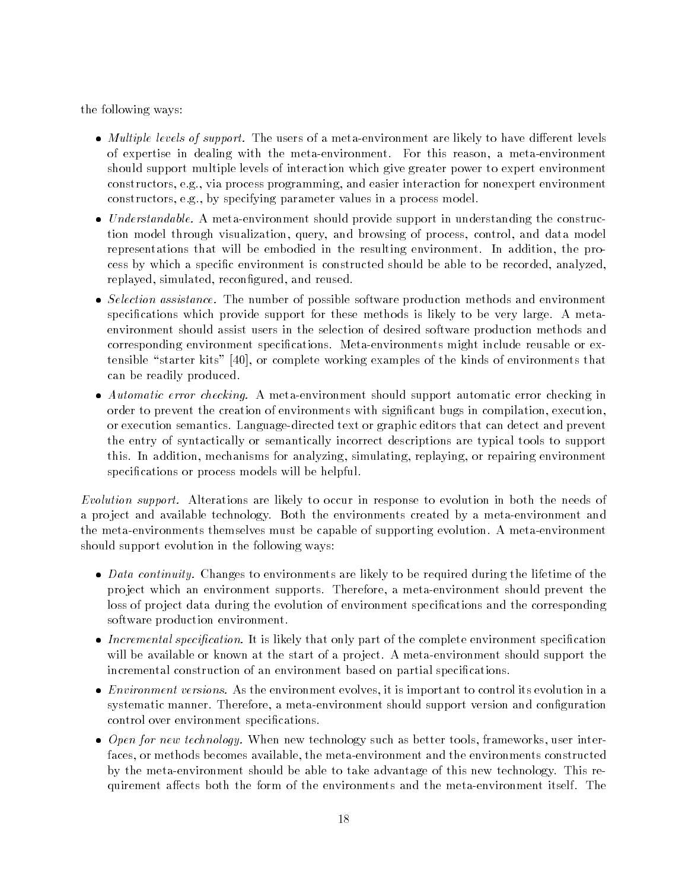the following ways:

- *Multiple levels of support.* The users of a meta-environment are likely to have different levels of expertise in dealing with the meta-environment. For this reason, a meta-environment should support multiple levels of interaction which give greater power to expert environment constructors, e.g., via process programming, and easier interaction for nonexpert environment constructors, e.g., by specifying parameter values in a process model.
- *Understandable.* A meta-environment should provide support in understanding the construction model through visualization, query, and browsing of process, control, and data model representations that will be embodied in the resulting environment. In addition, the process by which a specific environment is constructed should be able to be recorded, analyzed, replayed, simulated, reconfigured, and reused.
- *Selection assistance.* The number of possible software production methods and environment specifications which provide support for these methods is likely to be very large. A meta-environment should assist users in the selection of desired software production methods and corresponding environment specifications. Meta-environments might include reusable or extensible "starter kits" [40], or complete working examples of the kinds of environments that can be readily produced.
- *Automatic error checking.* A meta-environment should support automatic error checking in order to prevent the creation of environments with significant bugs in compilation, execution, or execution semantics. Language-directed text or graphic editors that can detect and prevent the entry of syntactically or semantically incorrect descriptions are typical tools to support this. In addition, mechanisms for analyzing, simulating, replaying, or repairing environment specifications or process models will be helpful.

*Evolution support.* Alterations are likely to occur in response to evolution in both the needs of a project and available technology. Both the environments created by a meta-environment and the meta-environments themselves must be capable of supporting evolution. A meta-environment should support evolution in the following ways:

- *Data continuity.* Changes to environments are likely to be required during the lifetime of the project which an environment supports. Therefore, a meta-environment should prevent the loss of project data during the evolution of environment specifications and the corresponding software production environment.
- *Incremental specification.* It is likely that only part of the complete environment specification will be available or known at the start of a project. A meta-environment should support the incremental construction of an environment based on partial specifications.
- *Environment versions.* As the environment evolves, it is important to control its evolution in a systematic manner. Therefore, a meta-environment should support version and configuration control over environment specifications.
- *Open for new technology.* When new technology such as better tools, frameworks, user interfaces, or methods becomes available, the meta-environment and the environments constructed by the meta-environment should be able to take advantage of this new technology. This requirement affects both the form of the environments and the meta-environment itself. The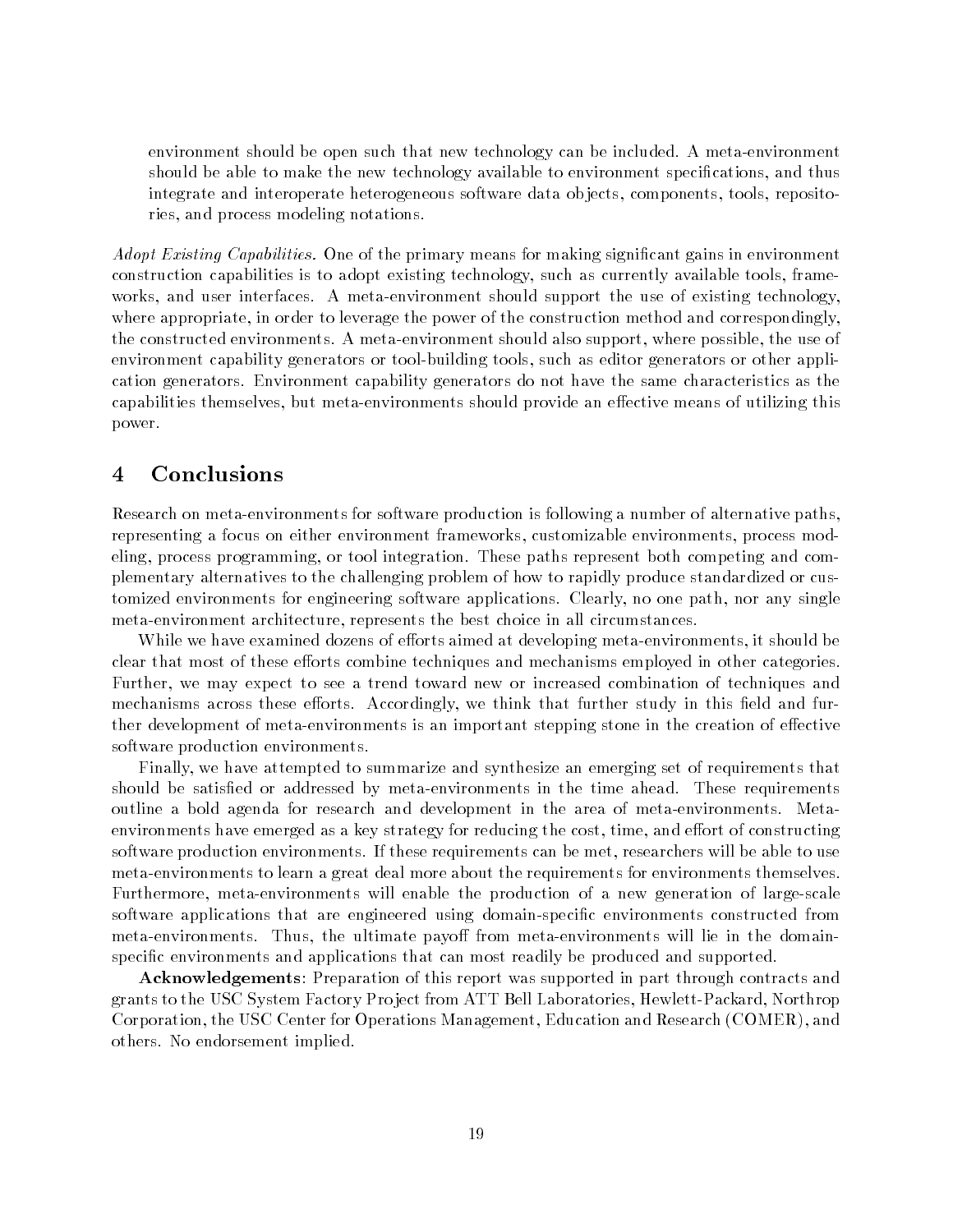environment should be open such that new technology can be included. A meta-environment should be able to make the new technology available to environment specifications, and thus integrate and interoperate heterogeneous software data objects, components, tools, repositories, and process modeling notations.

*Adopt Existing Capabilities.* One of the primary means for making significant gains in environment construction capabilities is to adopt existing technology, such as currently available tools, frameworks, and user interfaces. A meta-environment should support the use of existing technology, where appropriate, in order to leverage the power of the construction method and correspondingly, the constructed environments. A meta-environment should also support, where possible, the use of environment capability generators or tool-building tools, such as editor generators or other application generators. Environment capability generators do not have the same characteristics as the capabilities themselves, but meta-environments should provide an effective means of utilizing this power.

# 4 Conclusions

Research on meta-environments for software production is following a number of alternative paths, representing a focus on either environment frameworks, customizable environments, process modeling, process programming, or tool integration. These paths represent both competing and complementary alternatives to the challenging problem of how to rapidly produce standardized or customized environments for engineering software applications. Clearly, no one path, nor any single meta-environment architecture, represents the best choice in all circumstances.

While we have examined dozens of efforts aimed at developing meta-environments, it should be clear that most of these efforts combine techniques and mechanisms employed in other categories. Further, we may expect to see a trend toward new or increased combination of techniques and mechanisms across these efforts. Accordingly, we think that further study in this field and further development of meta-environments is an important stepping stone in the creation of effective software production environments.

Finally, we have attempted to summarize and synthesize an emerging set of requirements that should be satisfied or addressed by meta-environments in the time ahead. These requirements outline a bold agenda for research and development in the area of meta-environments. Meta-environments have emerged as a key strategy for reducing the cost, time, and effort of constructing software production environments. If these requirements can be met, researchers will be able to use meta-environments to learn a great deal more about the requirements for environments themselves. Furthermore, meta-environments will enable the production of a new generation of large-scale software applications that are engineered using domain-specific environments constructed from meta-environments. Thus, the ultimate payoff from meta-environments will lie in the domain-specific environments and applications that can most readily be produced and supported.

**Acknowledgements**: Preparation of this report was supported in part through contracts and grants to the USC System Factory Project from ATT Bell Laboratories, Hewlett-Packard, Northrop Corporation, the USC Center for Operations Management, Education and Research (COMER), and others. No endorsement implied.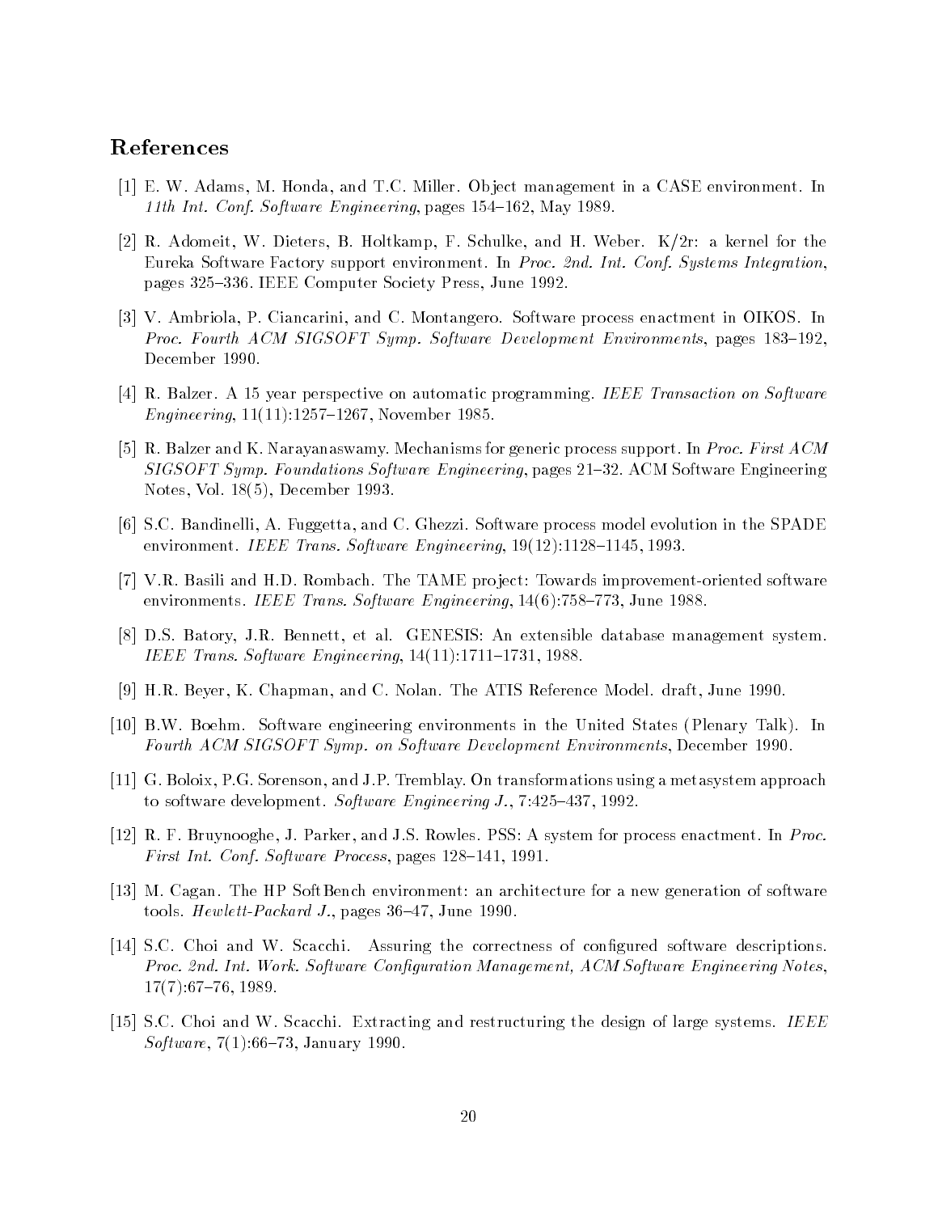## References

[1] E. W. Adams, M. Honda, and T.C. Miller. Object management in a CASE environment. In *11th Int. Conf. Software Engineering*, pages 154–162, May 1989.

[2] R. Adomeit, W. Dieters, B. Holtkamp, F. Schulke, and H. Weber. K/2r: a kernel for the Eureka Software Factory support environment. In *Proc. 2nd. Int. Conf. Systems Integration*, pages 325–336. IEEE Computer Society Press, June 1992.

[3] V. Ambriola, P. Ciancarini, and C. Montangero. Software process enactment in OIKOS. In *Proc. Fourth ACM SIGSOFT Symp. Software Development Environments*, pages 183–192, December 1990.

[4] R. Balzer. A 15 year perspective on automatic programming. *IEEE Transaction on Software Engineering*, 11(11):1257–1267, November 1985.

[5] R. Balzer and K. Narayanaswamy. Mechanisms for generic process support. In *Proc. First ACM SIGSOFT Symp. Foundations Software Engineering*, pages 21–32. ACM Software Engineering Notes, Vol. 18(5), December 1993.

[6] S.C. Bandinelli, A. Fuggetta, and C. Ghezzi. Software process model evolution in the SPADE environment. *IEEE Trans. Software Engineering*, 19(12):1128–1145, 1993.

[7] V.R. Basili and H.D. Rombach. The TAME project: Towards improvement-oriented software environments. *IEEE Trans. Software Engineering*, 14(6):758–773, June 1988.

[8] D.S. Batory, J.R. Bennett, et al. GENESIS: An extensible database management system. *IEEE Trans. Software Engineering*, 14(11):1711–1731, 1988.

[9] H.R. Beyer, K. Chapman, and C. Nolan. The ATIS Reference Model. draft, June 1990.

[10] B.W. Boehm. Software engineering environments in the United States (Plenary Talk). In *Fourth ACM SIGSOFT Symp. on Software Development Environments*, December 1990.

[11] G. Boloix, P.G. Sorenson, and J.P. Tremblay. On transformations using a metasystem approach to software development. *Software Engineering J.*, 7:425–437, 1992.

[12] R. F. Bruynooghe, J. Parker, and J.S. Rowles. PSS: A system for process enactment. In *Proc. First Int. Conf. Software Process*, pages 128–141, 1991.

[13] M. Cagan. The HP SoftBench environment: an architecture for a new generation of software tools. *Hewlett-Packard J.*, pages 36–47, June 1990.

[14] S.C. Choi and W. Scacchi. Assuring the correctness of configured software descriptions. *Proc. 2nd. Int. Work. Software Configuration Management, ACM Software Engineering Notes*, 17(7):67–76, 1989.

[15] S.C. Choi and W. Scacchi. Extracting and restructuring the design of large systems. *IEEE Software*, 7(1):66–73, January 1990.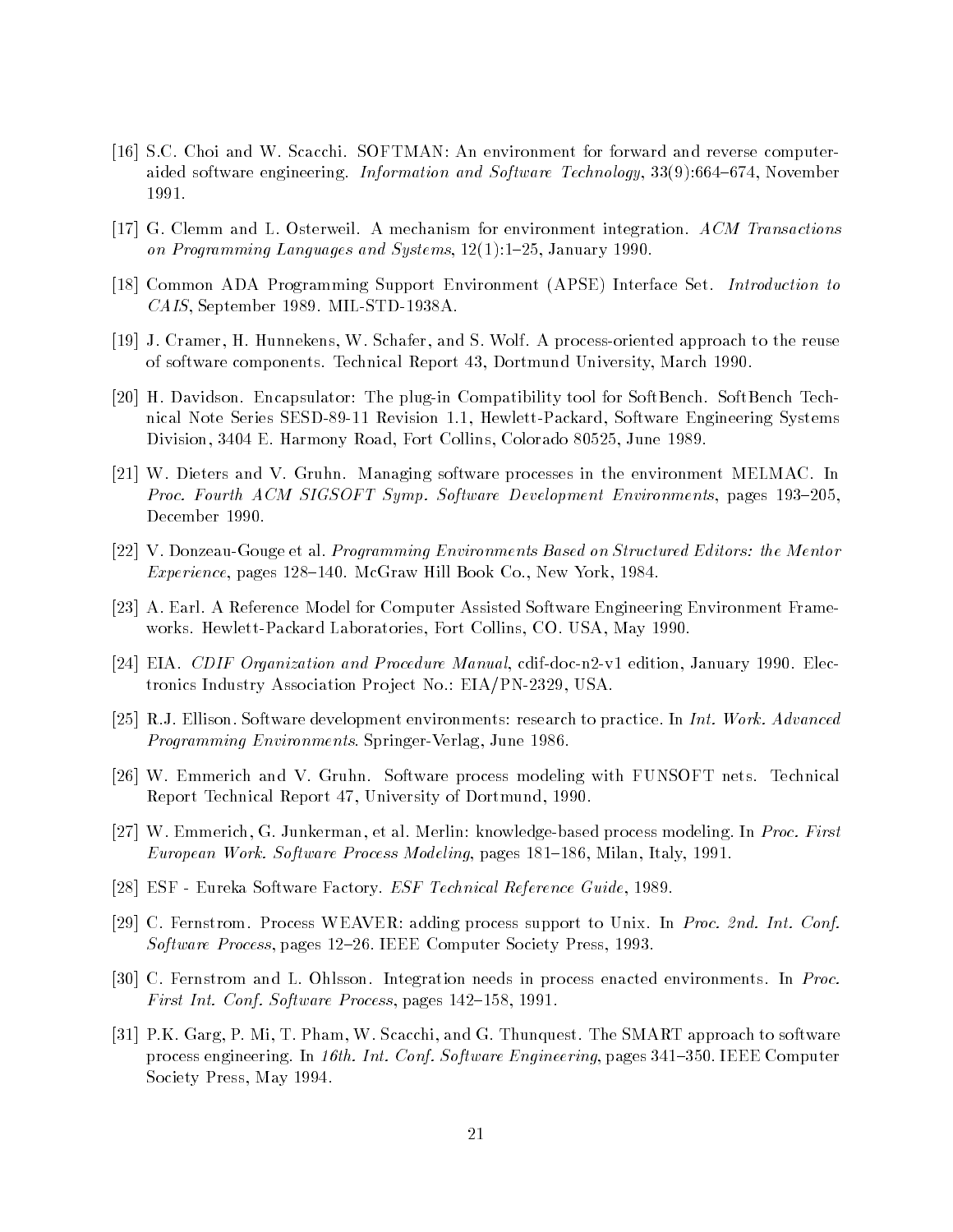[16] S.C. Choi and W. Scacchi. SOFTMAN: An environment for forward and reverse computer-aided software engineering. *Information and Software Technology*, 33(9):664–674, November 1991.

[17] G. Clemm and L. Osterweil. A mechanism for environment integration. *ACM Transactions on Programming Languages and Systems*, 12(1):1–25, January 1990.

[18] Common ADA Programming Support Environment (APSE) Interface Set. *Introduction to CAIS*, September 1989. MIL-STD-1938A.

[19] J. Cramer, H. Hunnekens, W. Schafer, and S. Wolf. A process-oriented approach to the reuse of software components. Technical Report 43, Dortmund University, March 1990.

[20] H. Davidson. Encapsulator: The plug-in Compatibility tool for SoftBench. SoftBench Technical Note Series SESD-89-11 Revision 1.1, Hewlett-Packard, Software Engineering Systems Division, 3404 E. Harmony Road, Fort Collins, Colorado 80525, June 1989.

[21] W. Dieters and V. Gruhn. Managing software processes in the environment MELMAC. In *Proc. Fourth ACM SIGSOFT Symp. Software Development Environments*, pages 193–205, December 1990.

[22] V. Donzeau-Gouge et al. *Programming Environments Based on Structured Editors: the Mentor Experience*, pages 128–140. McGraw Hill Book Co., New York, 1984.

[23] A. Earl. A Reference Model for Computer Assisted Software Engineering Environment Frameworks. Hewlett-Packard Laboratories, Fort Collins, CO. USA, May 1990.

[24] EIA. *CDIF Organization and Procedure Manual*, cdif-doc-n2-v1 edition, January 1990. Electronics Industry Association Project No.: EIA/PN-2329, USA.

[25] R.J. Ellison. Software development environments: research to practice. In *Int. Work. Advanced Programming Environments*. Springer-Verlag, June 1986.

[26] W. Emmerich and V. Gruhn. Software process modeling with FUNSOFT nets. Technical Report Technical Report 47, University of Dortmund, 1990.

[27] W. Emmerich, G. Junkerman, et al. Merlin: knowledge-based process modeling. In *Proc. First European Work. Software Process Modeling*, pages 181–186, Milan, Italy, 1991.

[28] ESF - Eureka Software Factory. *ESF Technical Reference Guide*, 1989.

[29] C. Fernstrom. Process WEAVER: adding process support to Unix. In *Proc. 2nd. Int. Conf. Software Process*, pages 12–26. IEEE Computer Society Press, 1993.

[30] C. Fernstrom and L. Ohlsson. Integration needs in process enacted environments. In *Proc. First Int. Conf. Software Process*, pages 142–158, 1991.

[31] P.K. Garg, P. Mi, T. Pham, W. Scacchi, and G. Thunquest. The SMART approach to software process engineering. In *16th. Int. Conf. Software Engineering*, pages 341–350. IEEE Computer Society Press, May 1994.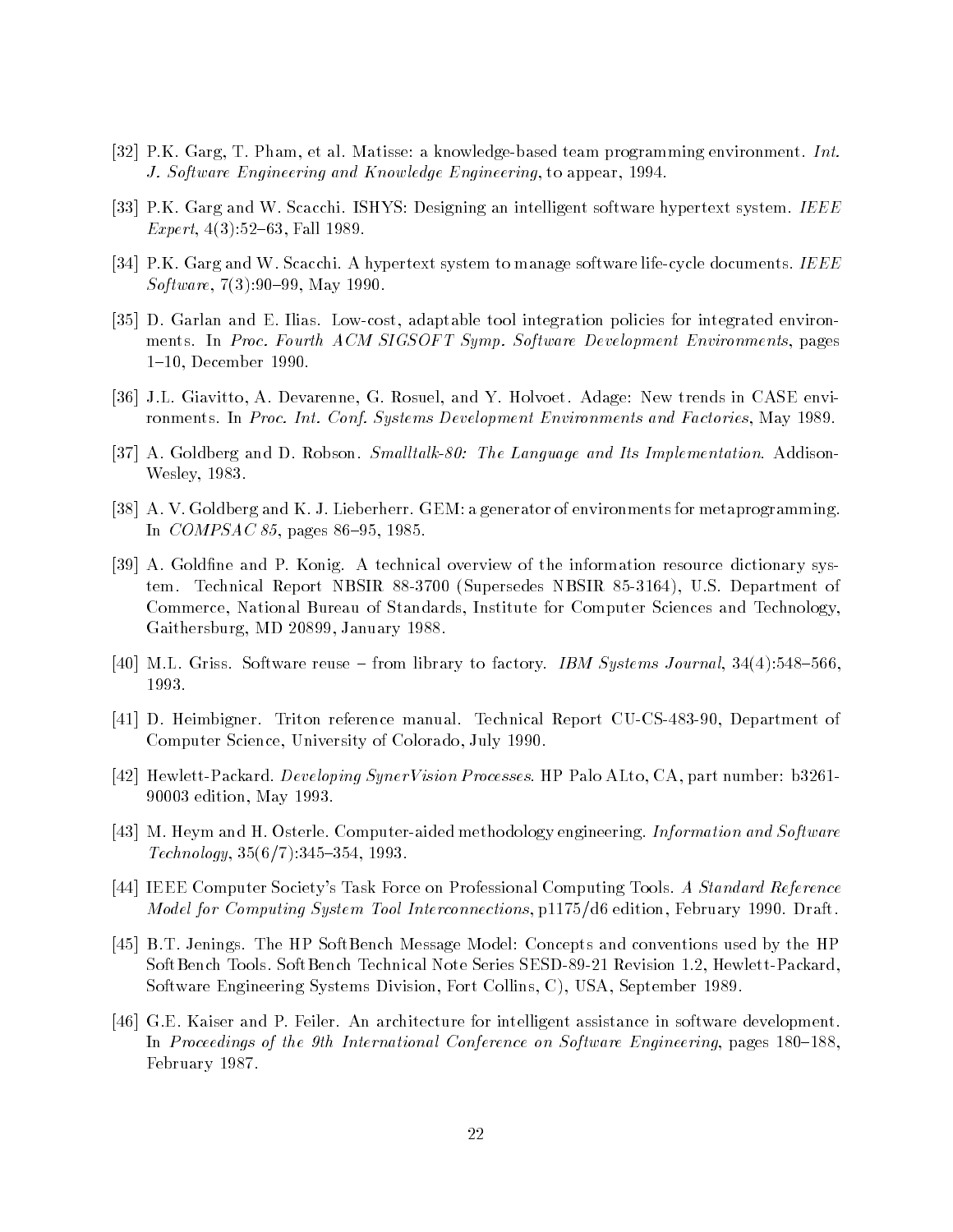[32] P.K. Garg, T. Pham, et al. Matisse: a knowledge-based team programming environment. *Int. J. Software Engineering and Knowledge Engineering*, to appear, 1994.

[33] P.K. Garg and W. Scacchi. ISHYS: Designing an intelligent software hypertext system. *IEEE Expert*, 4(3):52–63, Fall 1989.

[34] P.K. Garg and W. Scacchi. A hypertext system to manage software life-cycle documents. *IEEE Software*, 7(3):90–99, May 1990.

[35] D. Garlan and E. Ilias. Low-cost, adaptable tool integration policies for integrated environments. In *Proc. Fourth ACM SIGSOFT Symp. Software Development Environments*, pages 1–10, December 1990.

[36] J.L. Giavitto, A. Devarenne, G. Rosuel, and Y. Holvoet. Adage: New trends in CASE environments. In *Proc. Int. Conf. Systems Development Environments and Factories*, May 1989.

[37] A. Goldberg and D. Robson. *Smalltalk-80: The Language and Its Implementation*. Addison-Wesley, 1983.

[38] A. V. Goldberg and K. J. Lieberherr. GEM: a generator of environments for metaprogramming. In *COMPSAC 85*, pages 86–95, 1985.

[39] A. Goldfine and P. Konig. A technical overview of the information resource dictionary system. Technical Report NBSIR 88-3700 (Supersedes NBSIR 85-3164), U.S. Department of Commerce, National Bureau of Standards, Institute for Computer Sciences and Technology, Gaithersburg, MD 20899, January 1988.

[40] M.L. Griss. Software reuse – from library to factory. *IBM Systems Journal*, 34(4):548–566, 1993.

[41] D. Heimbigner. Triton reference manual. Technical Report CU-CS-483-90, Department of Computer Science, University of Colorado, July 1990.

[42] Hewlett-Packard. *Developing SynerVision Processes*. HP Palo ALto, CA, part number: b3261-90003 edition, May 1993.

[43] M. Heym and H. Osterle. Computer-aided methodology engineering. *Information and Software Technology*, 35(6/7):345–354, 1993.

[44] IEEE Computer Society's Task Force on Professional Computing Tools. *A Standard Reference Model for Computing System Tool Interconnections*, p1175/d6 edition, February 1990. Draft.

[45] B.T. Jenings. The HP SoftBench Message Model: Concepts and conventions used by the HP SoftBench Tools. SoftBench Technical Note Series SESD-89-21 Revision 1.2, Hewlett-Packard, Software Engineering Systems Division, Fort Collins, C), USA, September 1989.

[46] G.E. Kaiser and P. Feiler. An architecture for intelligent assistance in software development. In *Proceedings of the 9th International Conference on Software Engineering*, pages 180–188, February 1987.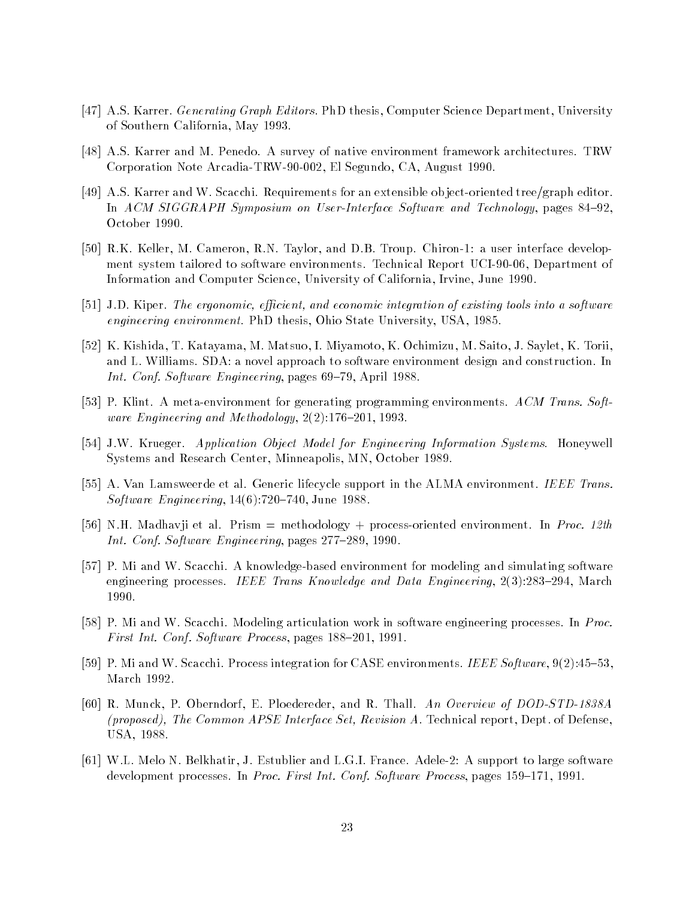[47] A.S. Karrer. *Generating Graph Editors.* PhD thesis, Computer Science Department, University of Southern California, May 1993.

[48] A.S. Karrer and M. Penedo. A survey of native environment framework architectures. TRW Corporation Note Arcadia-TRW-90-002, El Segundo, CA, August 1990.

[49] A.S. Karrer and W. Scacchi. Requirements for an extensible object-oriented tree/graph editor. In *ACM SIGGRAPH Symposium on User-Interface Software and Technology*, pages 84–92, October 1990.

[50] R.K. Keller, M. Cameron, R.N. Taylor, and D.B. Troup. Chiron-1: a user interface development system tailored to software environments. Technical Report UCI-90-06, Department of Information and Computer Science, University of California, Irvine, June 1990.

[51] J.D. Kiper. *The ergonomic, efficient, and economic integration of existing tools into a software engineering environment.* PhD thesis, Ohio State University, USA, 1985.

[52] K. Kishida, T. Katayama, M. Matsuo, I. Miyamoto, K. Ochimizu, M. Saito, J. Saylet, K. Torii, and L. Williams. SDA: a novel approach to software environment design and construction. In *Int. Conf. Software Engineering*, pages 69–79, April 1988.

[53] P. Klint. A meta-environment for generating programming environments. *ACM Trans. Software Engineering and Methodology*, 2(2):176–201, 1993.

[54] J.W. Krueger. *Application Object Model for Engineering Information Systems*. Honeywell Systems and Research Center, Minneapolis, MN, October 1989.

[55] A. Van Lamsweerde et al. Generic lifecycle support in the ALMA environment. *IEEE Trans. Software Engineering*, 14(6):720–740, June 1988.

[56] N.H. Madhavji et al. Prism = methodology + process-oriented environment. In *Proc. 12th Int. Conf. Software Engineering*, pages 277–289, 1990.

[57] P. Mi and W. Scacchi. A knowledge-based environment for modeling and simulating software engineering processes. *IEEE Trans Knowledge and Data Engineering*, 2(3):283–294, March 1990.

[58] P. Mi and W. Scacchi. Modeling articulation work in software engineering processes. In *Proc. First Int. Conf. Software Process*, pages 188–201, 1991.

[59] P. Mi and W. Scacchi. Process integration for CASE environments. *IEEE Software*, 9(2):45–53, March 1992.

[60] R. Munck, P. Oberndorf, E. Ploedereder, and R. Thall. *An Overview of DOD-STD-1838A (proposed), The Common APSE Interface Set, Revision A*. Technical report, Dept. of Defense, USA, 1988.

[61] W.L. Melo N. Belkhatir, J. Estublier and L.G.I. France. Adele-2: A support to large software development processes. In *Proc. First Int. Conf. Software Process*, pages 159–171, 1991.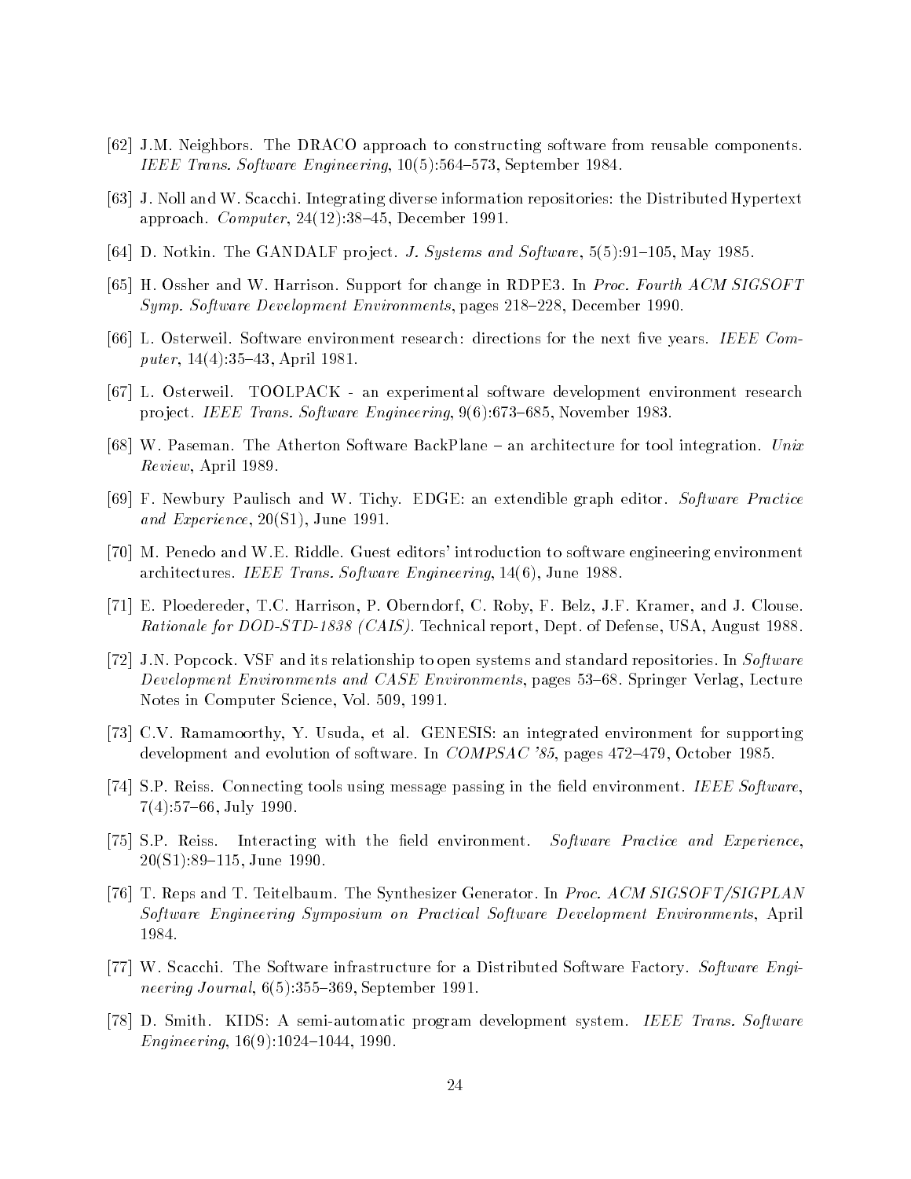[62] J.M. Neighbors. The DRACO approach to constructing software from reusable components. *IEEE Trans. Software Engineering*, 10(5):564–573, September 1984.

[63] J. Noll and W. Scacchi. Integrating diverse information repositories: the Distributed Hypertext approach. *Computer*, 24(12):38–45, December 1991.

[64] D. Notkin. The GANDALF project. *J. Systems and Software*, 5(5):91–105, May 1985.

[65] H. Ossher and W. Harrison. Support for change in RDPE3. In *Proc. Fourth ACM SIGSOFT Symp. Software Development Environments*, pages 218–228, December 1990.

[66] L. Osterweil. Software environment research: directions for the next five years. *IEEE Computer*, 14(4):35–43, April 1981.

[67] L. Osterweil. TOOLPACK - an experimental software development environment research project. *IEEE Trans. Software Engineering*, 9(6):673–685, November 1983.

[68] W. Paseman. The Atherton Software BackPlane – an architecture for tool integration. *Unix Review*, April 1989.

[69] F. Newbury Paulisch and W. Tichy. EDGE: an extendible graph editor. *Software Practice and Experience*, 20(S1), June 1991.

[70] M. Penedo and W.E. Riddle. Guest editors' introduction to software engineering environment architectures. *IEEE Trans. Software Engineering*, 14(6), June 1988.

[71] E. Ploedereder, T.C. Harrison, P. Oberndorf, C. Roby, F. Belz, J.F. Kramer, and J. Clouse. *Rationale for DOD-STD-1838 (CAIS)*. Technical report, Dept. of Defense, USA, August 1988.

[72] J.N. Popcock. VSF and its relationship to open systems and standard repositories. In *Software Development Environments and CASE Environments*, pages 53–68. Springer Verlag, Lecture Notes in Computer Science, Vol. 509, 1991.

[73] C.V. Ramamoorthy, Y. Usuda, et al. GENESIS: an integrated environment for supporting development and evolution of software. In *COMPSAC '85*, pages 472–479, October 1985.

[74] S.P. Reiss. Connecting tools using message passing in the field environment. *IEEE Software*, 7(4):57–66, July 1990.

[75] S.P. Reiss. Interacting with the field environment. *Software Practice and Experience*, 20(S1):89–115, June 1990.

[76] T. Reps and T. Teitelbaum. The Synthesizer Generator. In *Proc. ACM SIGSOFT/SIGPLAN Software Engineering Symposium on Practical Software Development Environments*, April 1984.

[77] W. Scacchi. The Software infrastructure for a Distributed Software Factory. *Software Engineering Journal*, 6(5):355–369, September 1991.

[78] D. Smith. KIDS: A semi-automatic program development system. *IEEE Trans. Software Engineering*, 16(9):1024–1044, 1990.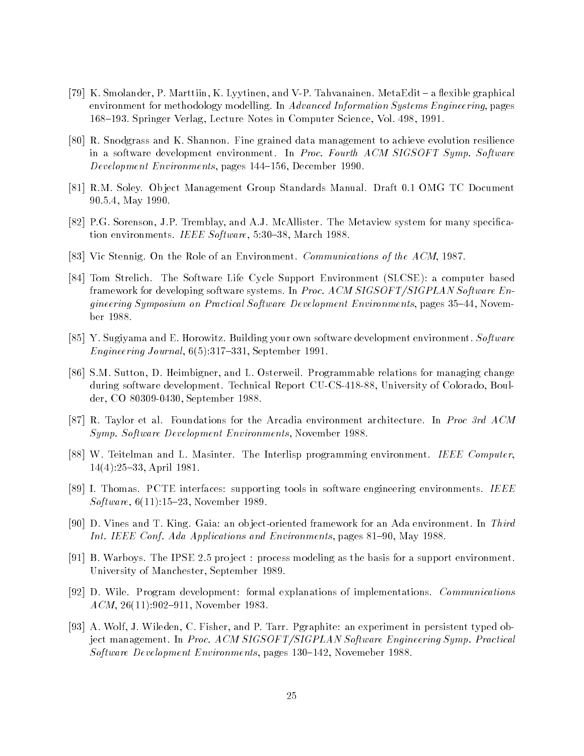[79] K. Smolander, P. Marttiin, K. Lyytinen, and V-P. Tahvanainen. MetaEdit – a flexible graphical environment for methodology modelling. In *Advanced Information Systems Engineering*, pages 168–193. Springer Verlag, Lecture Notes in Computer Science, Vol. 498, 1991.

[80] R. Snodgrass and K. Shannon. Fine grained data management to achieve evolution resilience in a software development environment. In *Proc. Fourth ACM SIGSOFT Symp. Software Development Environments*, pages 144–156, December 1990.

[81] R.M. Soley. Object Management Group Standards Manual. Draft 0.1 OMG TC Document 90.5.4, May 1990.

[82] P.G. Sorenson, J.P. Tremblay, and A.J. McAllister. The Metaview system for many specification environments. *IEEE Software*, 5:30–38, March 1988.

[83] Vic Stennig. On the Role of an Environment. *Communications of the ACM*, 1987.

[84] Tom Strelich. The Software Life Cycle Support Environment (SLCSE): a computer based framework for developing software systems. In *Proc. ACM SIGSOFT/SIGPLAN Software Engineering Symposium on Practical Software Development Environments*, pages 35–44, November 1988.

[85] Y. Sugiyama and E. Horowitz. Building your own software development environment. *Software Engineering Journal*, 6(5):317–331, September 1991.

[86] S.M. Sutton, D. Heimbigner, and L. Osterweil. Programmable relations for managing change during software development. Technical Report CU-CS-418-88, University of Colorado, Boulder, CO 80309-0430, September 1988.

[87] R. Taylor et al. Foundations for the Arcadia environment architecture. In *Proc 3rd ACM Symp. Software Development Environments*, November 1988.

[88] W. Teitelman and L. Masinter. The Interlisp programming environment. *IEEE Computer*, 14(4):25–33, April 1981.

[89] I. Thomas. PCTE interfaces: supporting tools in software engineering environments. *IEEE Software*, 6(11):15–23, November 1989.

[90] D. Vines and T. King. Gaia: an object-oriented framework for an Ada environment. In *Third Int. IEEE Conf. Ada Applications and Environments*, pages 81–90, May 1988.

[91] B. Warboys. The IPSE 2.5 project : process modeling as the basis for a support environment. University of Manchester, September 1989.

[92] D. Wile. Program development: formal explanations of implementations. *Communications ACM*, 26(11):902–911, November 1983.

[93] A. Wolf, J. Wileden, C. Fisher, and P. Tarr. Pgraphite: an experiment in persistent typed object management. In *Proc. ACM SIGSOFT/SIGPLAN Software Engineering Symp. Practical Software Development Environments*, pages 130–142, Novemeber 1988.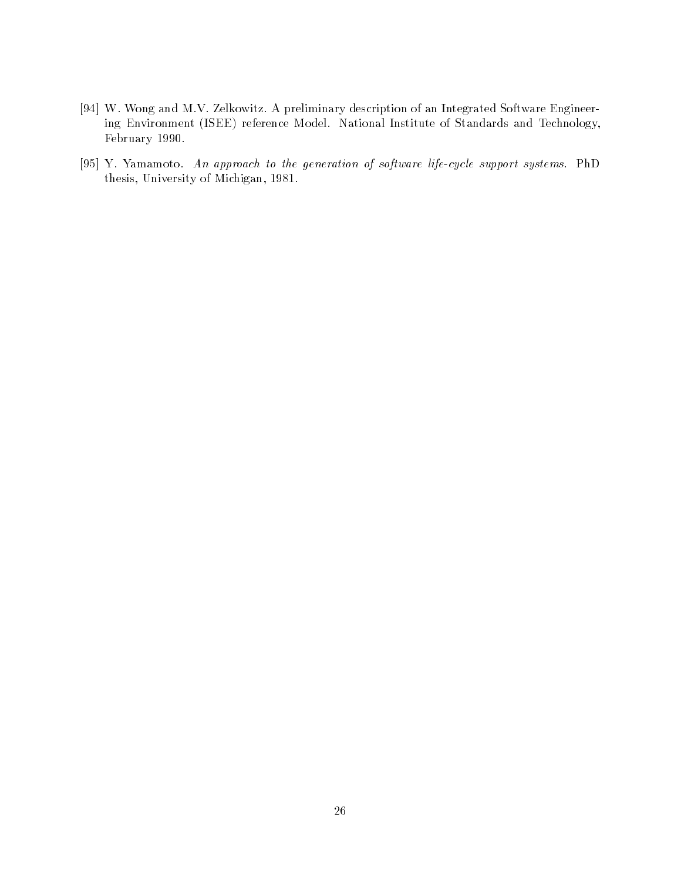[94] W. Wong and M.V. Zelkowitz. A preliminary description of an Integrated Software Engineering Environment (ISEE) reference Model. National Institute of Standards and Technology, February 1990.

[95] Y. Yamamoto. *An approach to the generation of software life-cycle support systems*. PhD thesis, University of Michigan, 1981.